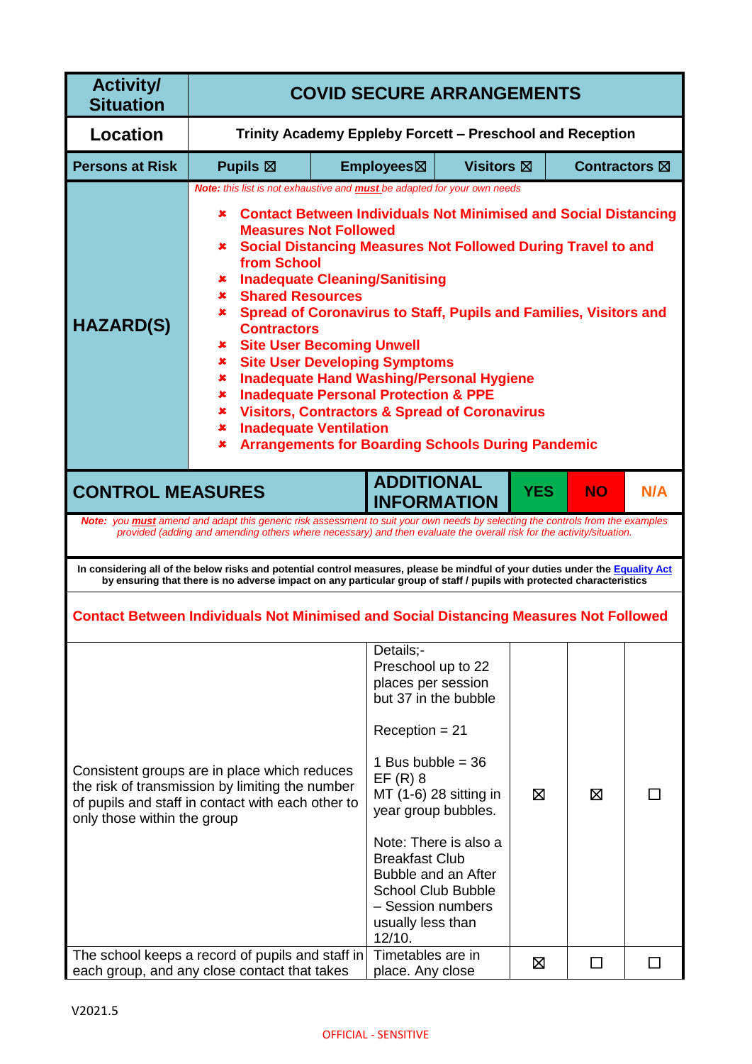| Activity/ Situation | COVID SECURE ARRANGEMENTS | | | |
|---|---|---|---|---|
| Location | Trinity Academy Eppleby Forcett – Preschool and Reception | | | |
| Persons at Risk | Pupils ☒ | Employees☒ | Visitors ☒ | Contractors ☒ |
| HAZARD(S) | *Note: this list is not exhaustive and **must** be adapted for your own needs*<br>✘ **Contact Between Individuals Not Minimised and Social Distancing Measures Not Followed**<br>✘ **Social Distancing Measures Not Followed During Travel to and from School**<br>✘ **Inadequate Cleaning/Sanitising**<br>✘ **Shared Resources**<br>✘ **Spread of Coronavirus to Staff, Pupils and Families, Visitors and Contractors**<br>✘ **Site User Becoming Unwell**<br>✘ **Site User Developing Symptoms**<br>✘ **Inadequate Hand Washing/Personal Hygiene**<br>✘ **Inadequate Personal Protection & PPE**<br>✘ **Visitors, Contractors & Spread of Coronavirus**<br>✘ **Inadequate Ventilation**<br>✘ **Arrangements for Boarding Schools During Pandemic** | | | |

| CONTROL MEASURES | ADDITIONAL INFORMATION | YES | NO | N/A |
|---|---|---|---|---|
| *Note: you **must** amend and adapt this generic risk assessment to suit your own needs by selecting the controls from the examples provided (adding and amending others where necessary) and then evaluate the overall risk for the activity/situation.* | | | | |
| **In considering all of the below risks and potential control measures, please be mindful of your duties under the Equality Act by ensuring that there is no adverse impact on any particular group of staff / pupils with protected characteristics** | | | | |
| **Contact Between Individuals Not Minimised and Social Distancing Measures Not Followed** | | | | |
| Consistent groups are in place which reduces the risk of transmission by limiting the number of pupils and staff in contact with each other to only those within the group | Details;-<br>Preschool up to 22 places per session but 37 in the bubble<br><br>Reception = 21<br><br>1 Bus bubble = 36<br>EF (R) 8<br>MT (1-6) 28 sitting in year group bubbles.<br><br>Note: There is also a Breakfast Club Bubble and an After School Club Bubble – Session numbers usually less than 12/10. | ☒ | ☒ | ☐ |
| The school keeps a record of pupils and staff in each group, and any close contact that takes | Timetables are in place. Any close | ☒ | ☐ | ☐ |

V2021.5

OFFICIAL - SENSITIVE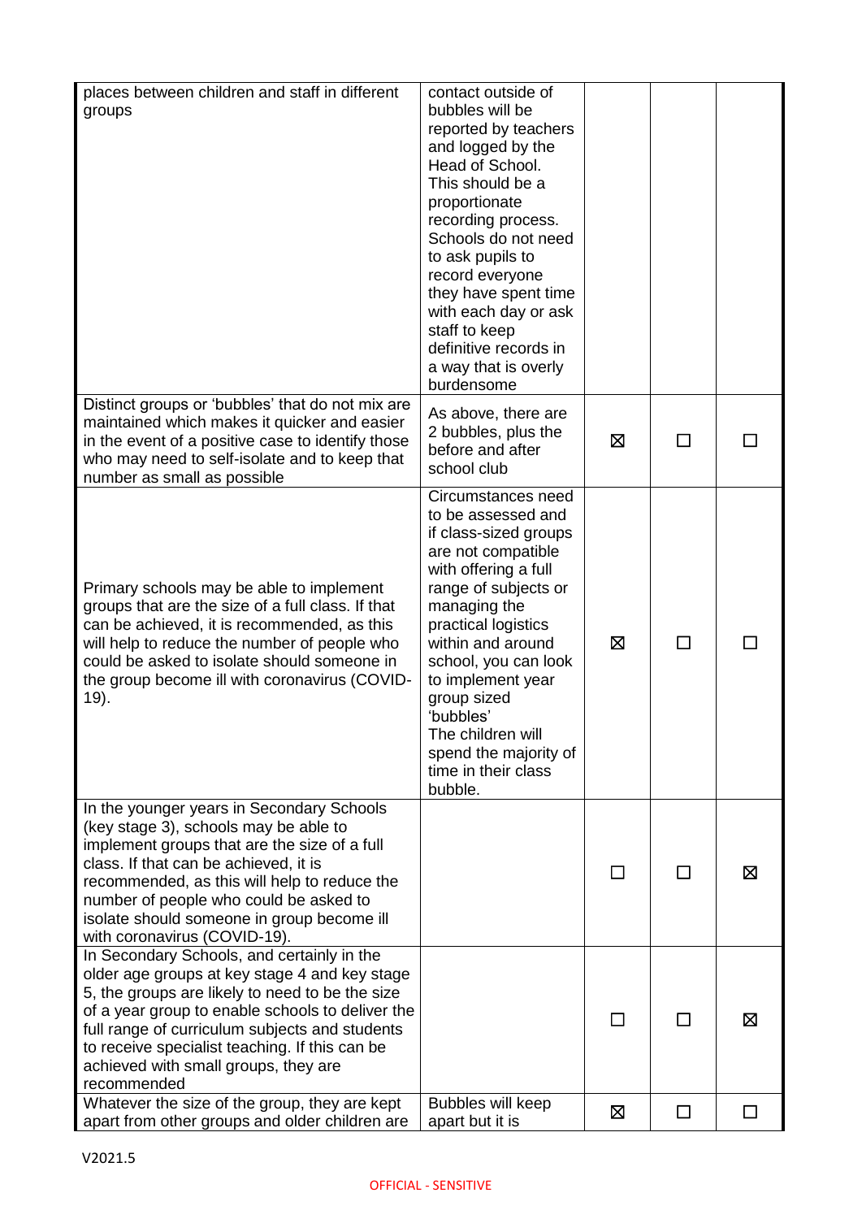| | | | | |
|---|---|---|---|---|
| places between children and staff in different groups | contact outside of bubbles will be reported by teachers and logged by the Head of School. This should be a proportionate recording process. Schools do not need to ask pupils to record everyone they have spent time with each day or ask staff to keep definitive records in a way that is overly burdensome | | | |
| Distinct groups or 'bubbles' that do not mix are maintained which makes it quicker and easier in the event of a positive case to identify those who may need to self-isolate and to keep that number as small as possible | As above, there are 2 bubbles, plus the before and after school club | ☒ | ☐ | ☐ |
| Primary schools may be able to implement groups that are the size of a full class. If that can be achieved, it is recommended, as this will help to reduce the number of people who could be asked to isolate should someone in the group become ill with coronavirus (COVID-19). | Circumstances need to be assessed and if class-sized groups are not compatible with offering a full range of subjects or managing the practical logistics within and around school, you can look to implement year group sized 'bubbles'<br>The children will spend the majority of time in their class bubble. | ☒ | ☐ | ☐ |
| In the younger years in Secondary Schools (key stage 3), schools may be able to implement groups that are the size of a full class. If that can be achieved, it is recommended, as this will help to reduce the number of people who could be asked to isolate should someone in group become ill with coronavirus (COVID-19). | | ☐ | ☐ | ☒ |
| In Secondary Schools, and certainly in the older age groups at key stage 4 and key stage 5, the groups are likely to need to be the size of a year group to enable schools to deliver the full range of curriculum subjects and students to receive specialist teaching. If this can be achieved with small groups, they are recommended | | ☐ | ☐ | ☒ |
| Whatever the size of the group, they are kept apart from other groups and older children are | Bubbles will keep apart but it is | ☒ | ☐ | ☐ |

V2021.5

OFFICIAL - SENSITIVE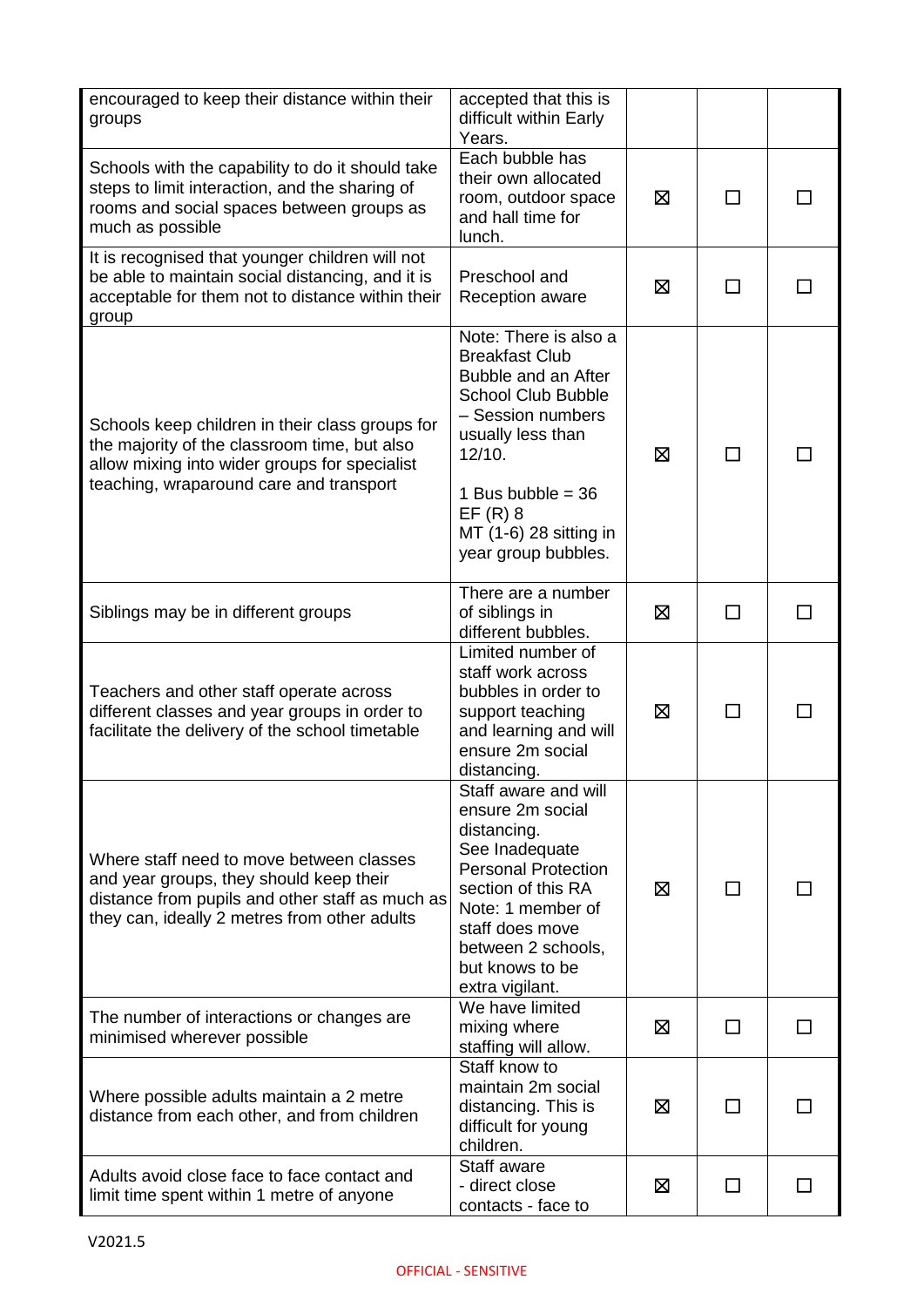| | | | | |
|---|---|---|---|---|
| encouraged to keep their distance within their groups | accepted that this is difficult within Early Years. | | | |
| Schools with the capability to do it should take steps to limit interaction, and the sharing of rooms and social spaces between groups as much as possible | Each bubble has their own allocated room, outdoor space and hall time for lunch. | ☒ | ☐ | ☐ |
| It is recognised that younger children will not be able to maintain social distancing, and it is acceptable for them not to distance within their group | Preschool and Reception aware | ☒ | ☐ | ☐ |
| Schools keep children in their class groups for the majority of the classroom time, but also allow mixing into wider groups for specialist teaching, wraparound care and transport | Note: There is also a Breakfast Club Bubble and an After School Club Bubble – Session numbers usually less than 12/10.<br><br>1 Bus bubble = 36<br>EF (R) 8<br>MT (1-6) 28 sitting in year group bubbles. | ☒ | ☐ | ☐ |
| Siblings may be in different groups | There are a number of siblings in different bubbles. | ☒ | ☐ | ☐ |
| Teachers and other staff operate across different classes and year groups in order to facilitate the delivery of the school timetable | Limited number of staff work across bubbles in order to support teaching and learning and will ensure 2m social distancing. | ☒ | ☐ | ☐ |
| Where staff need to move between classes and year groups, they should keep their distance from pupils and other staff as much as they can, ideally 2 metres from other adults | Staff aware and will ensure 2m social distancing.<br>See Inadequate Personal Protection section of this RA<br>Note: 1 member of staff does move between 2 schools, but knows to be extra vigilant. | ☒ | ☐ | ☐ |
| The number of interactions or changes are minimised wherever possible | We have limited mixing where staffing will allow. | ☒ | ☐ | ☐ |
| Where possible adults maintain a 2 metre distance from each other, and from children | Staff know to maintain 2m social distancing. This is difficult for young children. | ☒ | ☐ | ☐ |
| Adults avoid close face to face contact and limit time spent within 1 metre of anyone | Staff aware<br>- direct close contacts - face to | ☒ | ☐ | ☐ |

V2021.5

OFFICIAL - SENSITIVE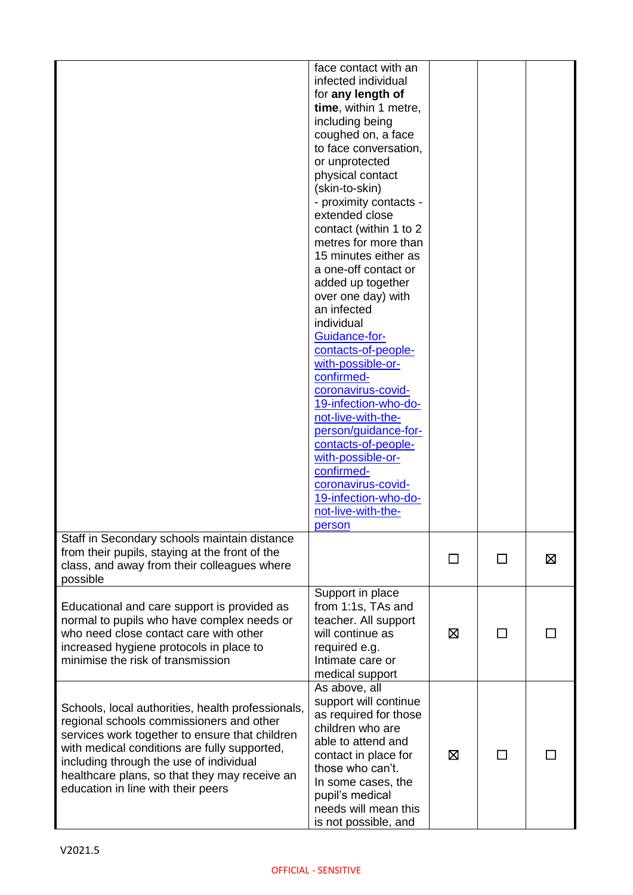| | | | | |
|---|---|---|---|---|
| | face contact with an infected individual for **any length of time**, within 1 metre, including being coughed on, a face to face conversation, or unprotected physical contact (skin-to-skin) - proximity contacts - extended close contact (within 1 to 2 metres for more than 15 minutes either as a one-off contact or added up together over one day) with an infected individual [Guidance-for-contacts-of-people-with-possible-or-confirmed-coronavirus-covid-19-infection-who-do-not-live-with-the-person/guidance-for-contacts-of-people-with-possible-or-confirmed-coronavirus-covid-19-infection-who-do-not-live-with-the-person] | | | |
| Staff in Secondary schools maintain distance from their pupils, staying at the front of the class, and away from their colleagues where possible | | ☐ | ☐ | ☒ |
| Educational and care support is provided as normal to pupils who have complex needs or who need close contact care with other increased hygiene protocols in place to minimise the risk of transmission | Support in place from 1:1s, TAs and teacher. All support will continue as required e.g. Intimate care or medical support | ☒ | ☐ | ☐ |
| Schools, local authorities, health professionals, regional schools commissioners and other services work together to ensure that children with medical conditions are fully supported, including through the use of individual healthcare plans, so that they may receive an education in line with their peers | As above, all support will continue as required for those children who are able to attend and contact in place for those who can't. In some cases, the pupil's medical needs will mean this is not possible, and | ☒ | ☐ | ☐ |

V2021.5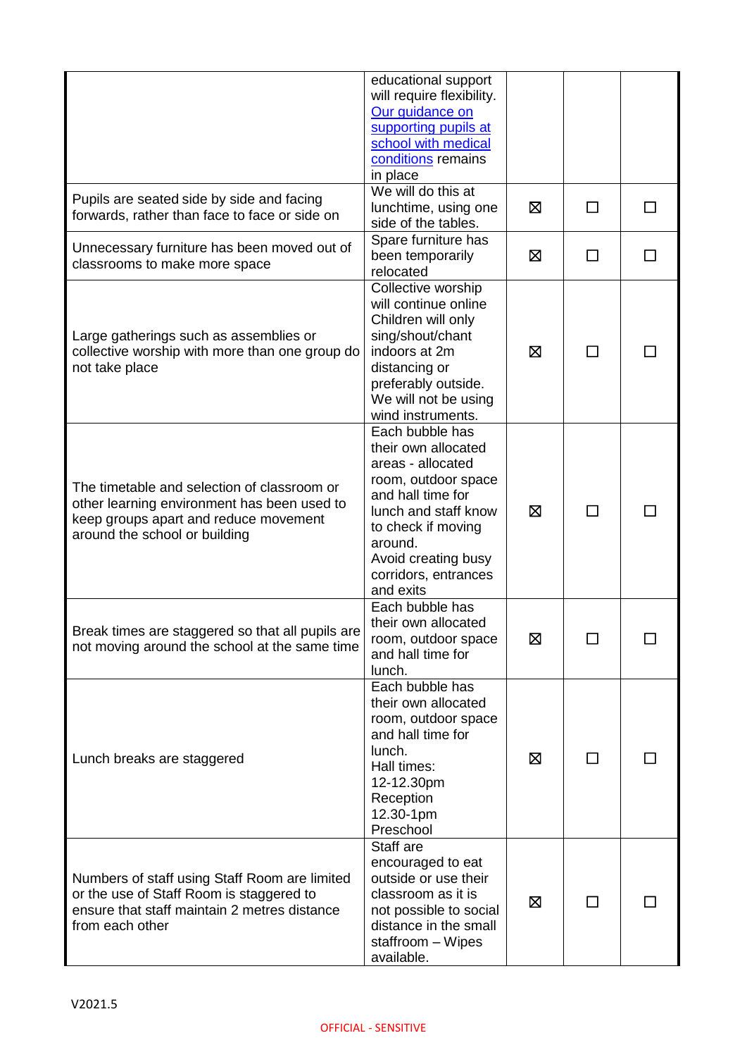| | | | | |
|---|---|---|---|---|
| | educational support will require flexibility. [Our guidance on supporting pupils at school with medical conditions] remains in place | | | |
| Pupils are seated side by side and facing forwards, rather than face to face or side on | We will do this at lunchtime, using one side of the tables. | ☒ | ☐ | ☐ |
| Unnecessary furniture has been moved out of classrooms to make more space | Spare furniture has been temporarily relocated | ☒ | ☐ | ☐ |
| Large gatherings such as assemblies or collective worship with more than one group do not take place | Collective worship will continue online Children will only sing/shout/chant indoors at 2m distancing or preferably outside. We will not be using wind instruments. | ☒ | ☐ | ☐ |
| The timetable and selection of classroom or other learning environment has been used to keep groups apart and reduce movement around the school or building | Each bubble has their own allocated areas - allocated room, outdoor space and hall time for lunch and staff know to check if moving around. Avoid creating busy corridors, entrances and exits | ☒ | ☐ | ☐ |
| Break times are staggered so that all pupils are not moving around the school at the same time | Each bubble has their own allocated room, outdoor space and hall time for lunch. | ☒ | ☐ | ☐ |
| Lunch breaks are staggered | Each bubble has their own allocated room, outdoor space and hall time for lunch. Hall times: 12-12.30pm Reception 12.30-1pm Preschool | ☒ | ☐ | ☐ |
| Numbers of staff using Staff Room are limited or the use of Staff Room is staggered to ensure that staff maintain 2 metres distance from each other | Staff are encouraged to eat outside or use their classroom as it is not possible to social distance in the small staffroom – Wipes available. | ☒ | ☐ | ☐ |

V2021.5

OFFICIAL - SENSITIVE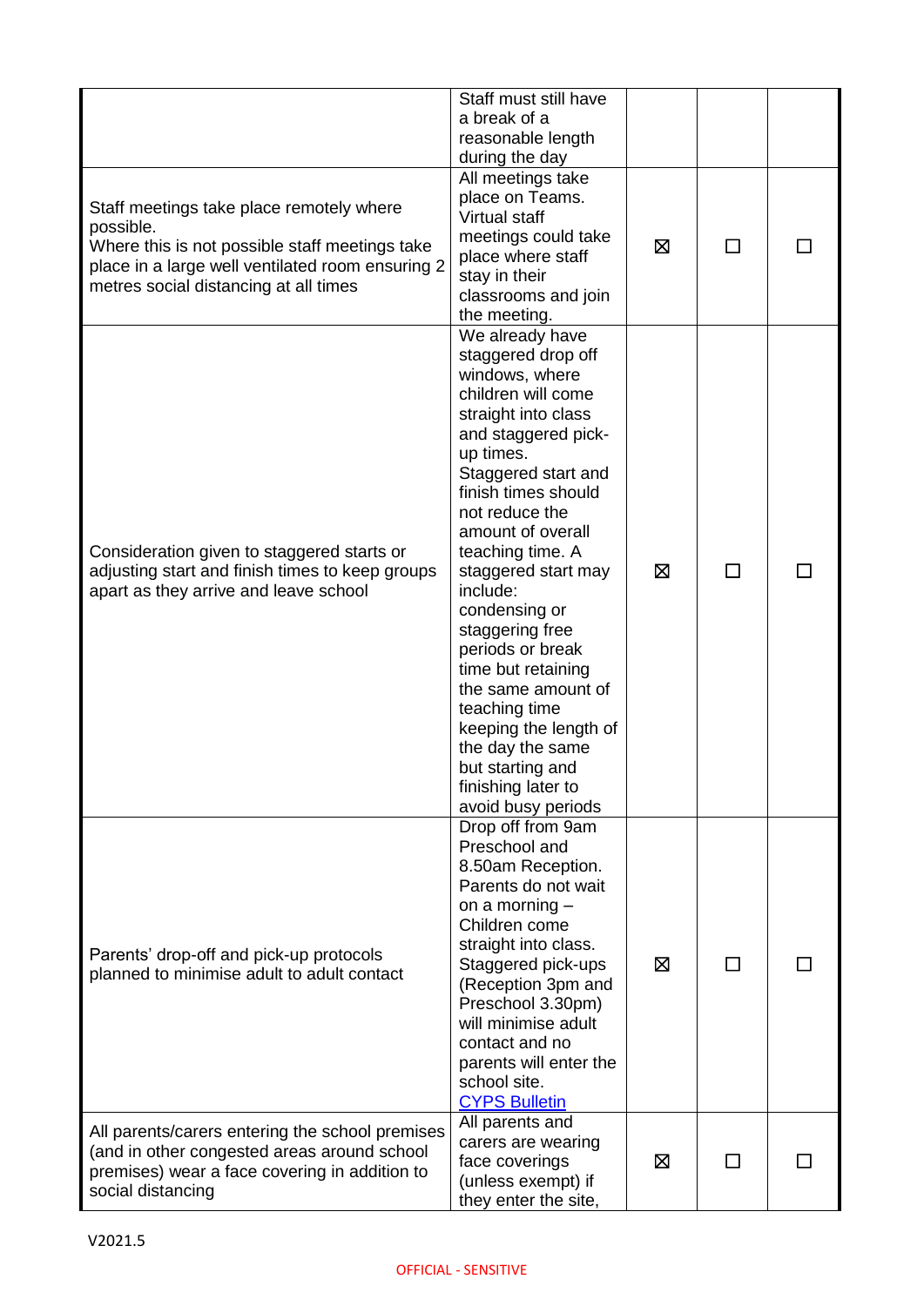| | | | | |
|---|---|---|---|---|
| | Staff must still have a break of a reasonable length during the day | | | |
| Staff meetings take place remotely where possible.<br>Where this is not possible staff meetings take place in a large well ventilated room ensuring 2 metres social distancing at all times | All meetings take place on Teams. Virtual staff meetings could take place where staff stay in their classrooms and join the meeting. | ☒ | ☐ | ☐ |
| Consideration given to staggered starts or adjusting start and finish times to keep groups apart as they arrive and leave school | We already have staggered drop off windows, where children will come straight into class and staggered pick-up times.<br>Staggered start and finish times should not reduce the amount of overall teaching time. A staggered start may include:<br>condensing or staggering free periods or break time but retaining the same amount of teaching time<br>keeping the length of the day the same but starting and finishing later to avoid busy periods | ☒ | ☐ | ☐ |
| Parents' drop-off and pick-up protocols planned to minimise adult to adult contact | Drop off from 9am Preschool and 8.50am Reception. Parents do not wait on a morning – Children come straight into class. Staggered pick-ups (Reception 3pm and Preschool 3.30pm) will minimise adult contact and no parents will enter the school site.<br>[CYPS Bulletin]() | ☒ | ☐ | ☐ |
| All parents/carers entering the school premises (and in other congested areas around school premises) wear a face covering in addition to social distancing | All parents and carers are wearing face coverings (unless exempt) if they enter the site, | ☒ | ☐ | ☐ |

V2021.5

OFFICIAL - SENSITIVE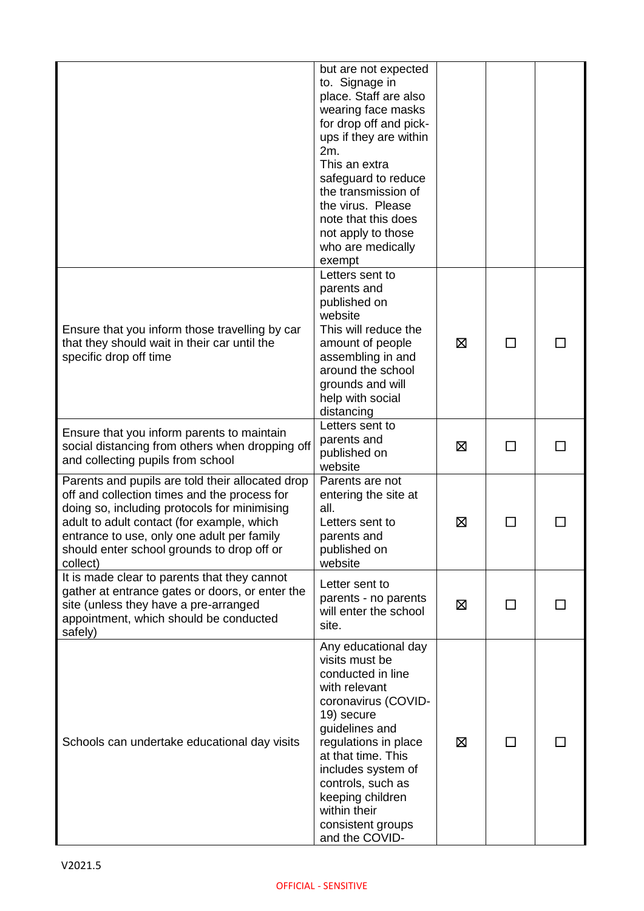| | | | | |
|---|---|---|---|---|
| | but are not expected to. Signage in place. Staff are also wearing face masks for drop off and pick-ups if they are within 2m. This an extra safeguard to reduce the transmission of the virus. Please note that this does not apply to those who are medically exempt | | | |
| Ensure that you inform those travelling by car that they should wait in their car until the specific drop off time | Letters sent to parents and published on website This will reduce the amount of people assembling in and around the school grounds and will help with social distancing | ☒ | ☐ | ☐ |
| Ensure that you inform parents to maintain social distancing from others when dropping off and collecting pupils from school | Letters sent to parents and published on website | ☒ | ☐ | ☐ |
| Parents and pupils are told their allocated drop off and collection times and the process for doing so, including protocols for minimising adult to adult contact (for example, which entrance to use, only one adult per family should enter school grounds to drop off or collect) | Parents are not entering the site at all. Letters sent to parents and published on website | ☒ | ☐ | ☐ |
| It is made clear to parents that they cannot gather at entrance gates or doors, or enter the site (unless they have a pre-arranged appointment, which should be conducted safely) | Letter sent to parents - no parents will enter the school site. | ☒ | ☐ | ☐ |
| Schools can undertake educational day visits | Any educational day visits must be conducted in line with relevant coronavirus (COVID-19) secure guidelines and regulations in place at that time. This includes system of controls, such as keeping children within their consistent groups and the COVID- | ☒ | ☐ | ☐ |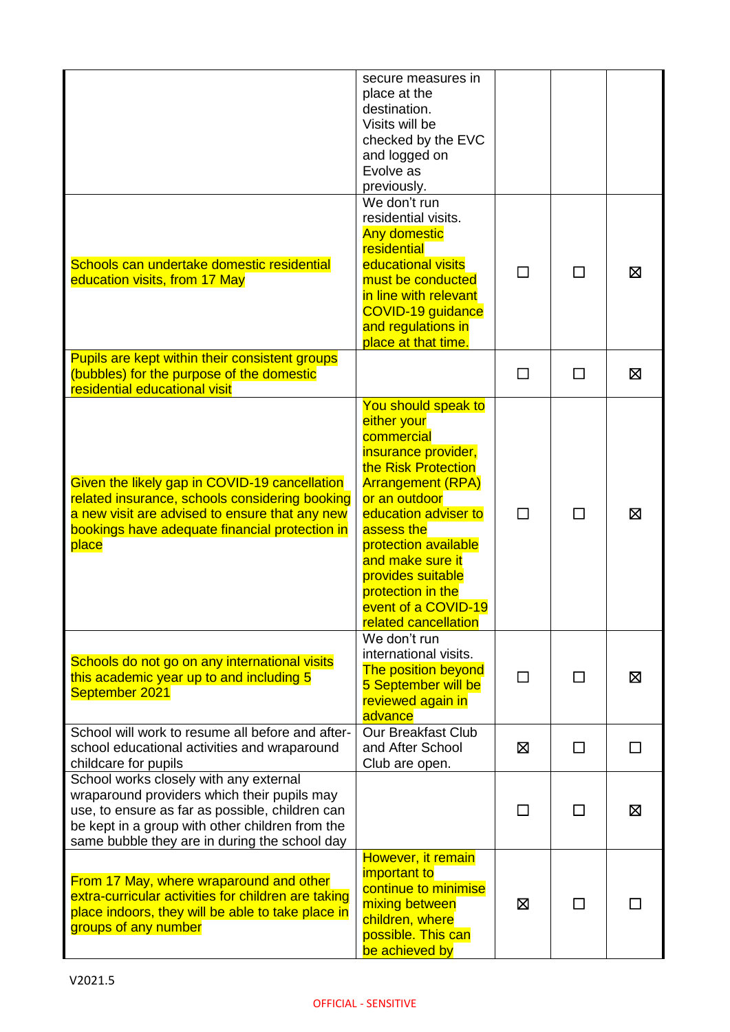| | | | | |
|---|---|---|---|---|
| | secure measures in place at the destination. Visits will be checked by the EVC and logged on Evolve as previously. | | | |
| Schools can undertake domestic residential education visits, from 17 May | We don't run residential visits. Any domestic residential educational visits must be conducted in line with relevant COVID-19 guidance and regulations in place at that time. | ☐ | ☐ | ☒ |
| Pupils are kept within their consistent groups (bubbles) for the purpose of the domestic residential educational visit | | ☐ | ☐ | ☒ |
| Given the likely gap in COVID-19 cancellation related insurance, schools considering booking a new visit are advised to ensure that any new bookings have adequate financial protection in place | You should speak to either your commercial insurance provider, the Risk Protection Arrangement (RPA) or an outdoor education adviser to assess the protection available and make sure it provides suitable protection in the event of a COVID-19 related cancellation | ☐ | ☐ | ☒ |
| Schools do not go on any international visits this academic year up to and including 5 September 2021 | We don't run international visits. The position beyond 5 September will be reviewed again in advance | ☐ | ☐ | ☒ |
| School will work to resume all before and after-school educational activities and wraparound childcare for pupils | Our Breakfast Club and After School Club are open. | ☒ | ☐ | ☐ |
| School works closely with any external wraparound providers which their pupils may use, to ensure as far as possible, children can be kept in a group with other children from the same bubble they are in during the school day | | ☐ | ☐ | ☒ |
| From 17 May, where wraparound and other extra-curricular activities for children are taking place indoors, they will be able to take place in groups of any number | However, it remain important to continue to minimise mixing between children, where possible. This can be achieved by | ☒ | ☐ | ☐ |

V2021.5

OFFICIAL - SENSITIVE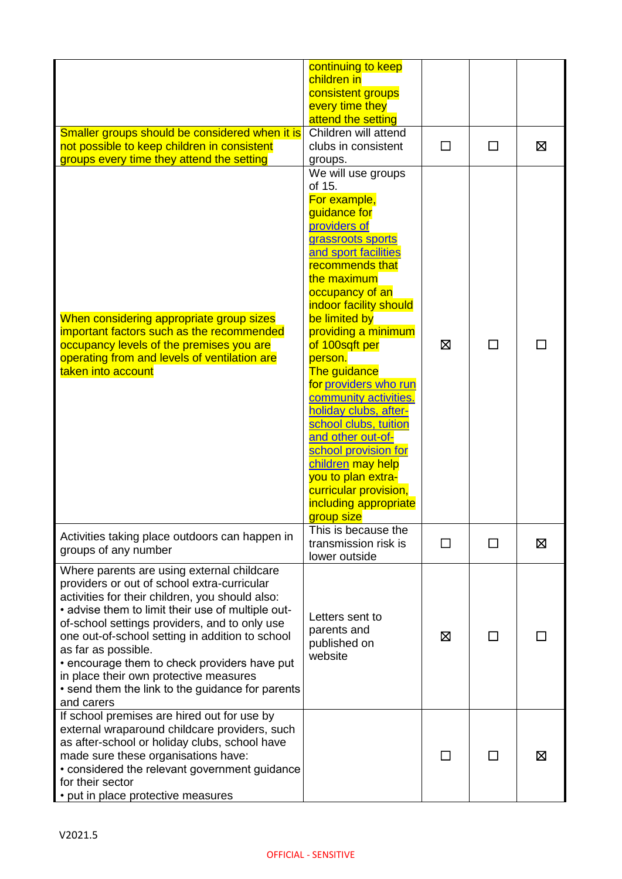| | | | | |
|---|---|---|---|---|
| | continuing to keep children in consistent groups every time they attend the setting | | | |
| Smaller groups should be considered when it is not possible to keep children in consistent groups every time they attend the setting | Children will attend clubs in consistent groups. | ☐ | ☐ | ☒ |
| When considering appropriate group sizes important factors such as the recommended occupancy levels of the premises you are operating from and levels of ventilation are taken into account | We will use groups of 15. For example, guidance for providers of grassroots sports and sport facilities recommends that the maximum occupancy of an indoor facility should be limited by providing a minimum of 100sqft per person. The guidance for providers who run community activities, holiday clubs, after-school clubs, tuition and other out-of-school provision for children may help you to plan extra-curricular provision, including appropriate group size | ☒ | ☐ | ☐ |
| Activities taking place outdoors can happen in groups of any number | This is because the transmission risk is lower outside | ☐ | ☐ | ☒ |
| Where parents are using external childcare providers or out of school extra-curricular activities for their children, you should also:<br>• advise them to limit their use of multiple out-of-school settings providers, and to only use one out-of-school setting in addition to school as far as possible.<br>• encourage them to check providers have put in place their own protective measures<br>• send them the link to the guidance for parents and carers | Letters sent to parents and published on website | ☒ | ☐ | ☐ |
| If school premises are hired out for use by external wraparound childcare providers, such as after-school or holiday clubs, school have made sure these organisations have:<br>• considered the relevant government guidance for their sector<br>• put in place protective measures | | ☐ | ☐ | ☒ |

V2021.5

OFFICIAL - SENSITIVE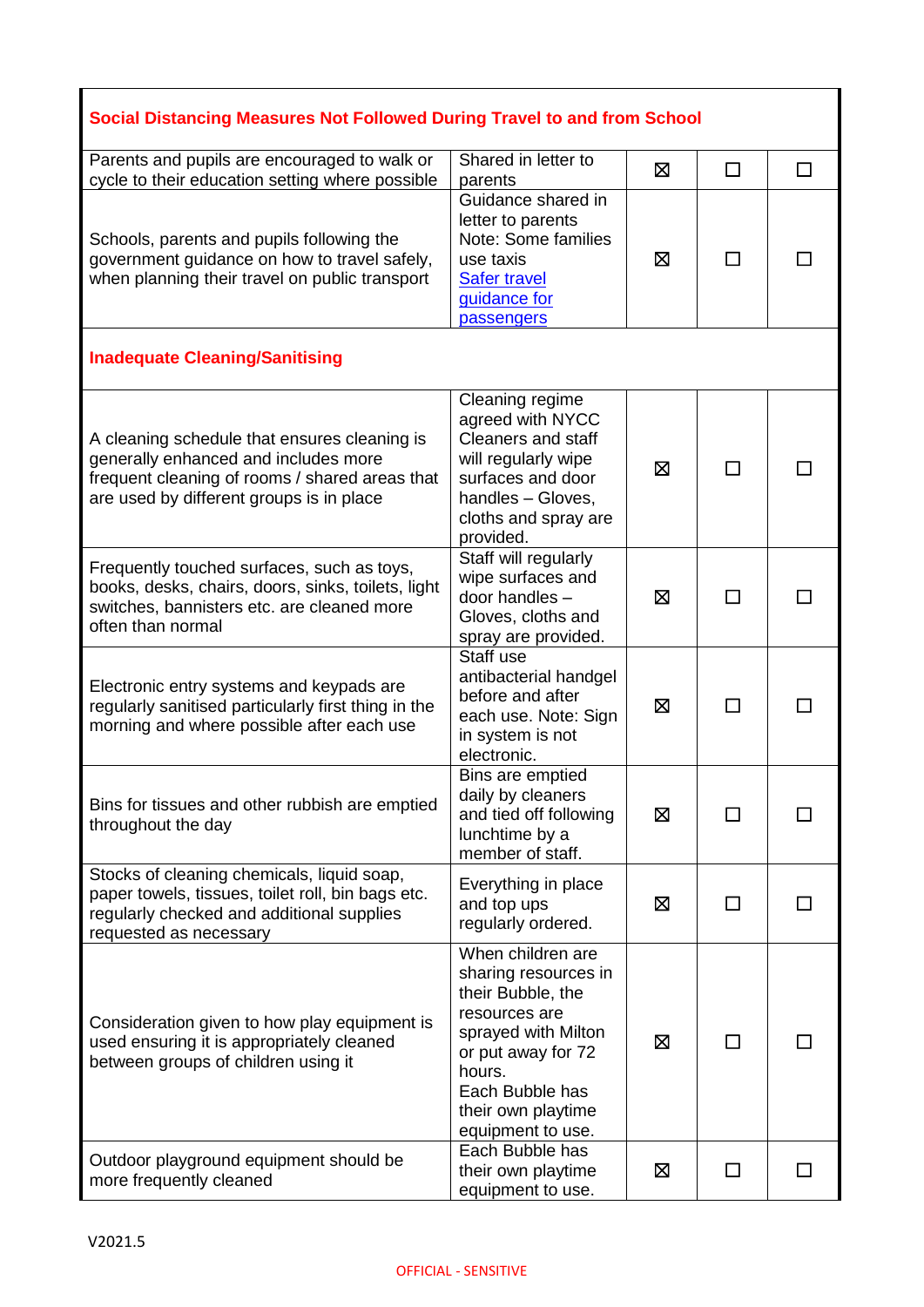| Social Distancing Measures Not Followed During Travel to and from School | | | | |
|---|---|---|---|---|
| Parents and pupils are encouraged to walk or cycle to their education setting where possible | Shared in letter to parents | ☒ | ☐ | ☐ |
| Schools, parents and pupils following the government guidance on how to travel safely, when planning their travel on public transport | Guidance shared in letter to parents Note: Some families use taxis [Safer travel guidance for passengers]() | ☒ | ☐ | ☐ |
| **Inadequate Cleaning/Sanitising** | | | | |
| A cleaning schedule that ensures cleaning is generally enhanced and includes more frequent cleaning of rooms / shared areas that are used by different groups is in place | Cleaning regime agreed with NYCC Cleaners and staff will regularly wipe surfaces and door handles – Gloves, cloths and spray are provided. | ☒ | ☐ | ☐ |
| Frequently touched surfaces, such as toys, books, desks, chairs, doors, sinks, toilets, light switches, bannisters etc. are cleaned more often than normal | Staff will regularly wipe surfaces and door handles – Gloves, cloths and spray are provided. | ☒ | ☐ | ☐ |
| Electronic entry systems and keypads are regularly sanitised particularly first thing in the morning and where possible after each use | Staff use antibacterial handgel before and after each use. Note: Sign in system is not electronic. | ☒ | ☐ | ☐ |
| Bins for tissues and other rubbish are emptied throughout the day | Bins are emptied daily by cleaners and tied off following lunchtime by a member of staff. | ☒ | ☐ | ☐ |
| Stocks of cleaning chemicals, liquid soap, paper towels, tissues, toilet roll, bin bags etc. regularly checked and additional supplies requested as necessary | Everything in place and top ups regularly ordered. | ☒ | ☐ | ☐ |
| Consideration given to how play equipment is used ensuring it is appropriately cleaned between groups of children using it | When children are sharing resources in their Bubble, the resources are sprayed with Milton or put away for 72 hours. Each Bubble has their own playtime equipment to use. | ☒ | ☐ | ☐ |
| Outdoor playground equipment should be more frequently cleaned | Each Bubble has their own playtime equipment to use. | ☒ | ☐ | ☐ |

V2021.5

OFFICIAL - SENSITIVE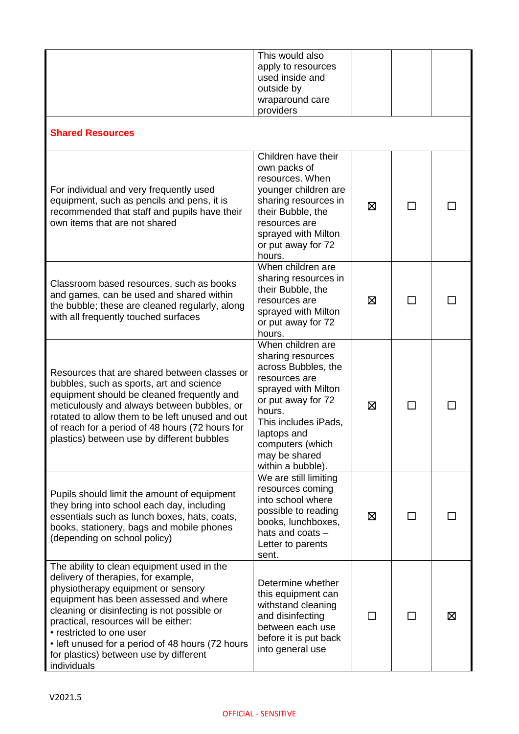| | | | | |
|---|---|---|---|---|
| | This would also apply to resources used inside and outside by wraparound care providers | | | |
| **Shared Resources** | | | | |
| For individual and very frequently used equipment, such as pencils and pens, it is recommended that staff and pupils have their own items that are not shared | Children have their own packs of resources. When younger children are sharing resources in their Bubble, the resources are sprayed with Milton or put away for 72 hours. | ☒ | ☐ | ☐ |
| Classroom based resources, such as books and games, can be used and shared within the bubble; these are cleaned regularly, along with all frequently touched surfaces | When children are sharing resources in their Bubble, the resources are sprayed with Milton or put away for 72 hours. | ☒ | ☐ | ☐ |
| Resources that are shared between classes or bubbles, such as sports, art and science equipment should be cleaned frequently and meticulously and always between bubbles, or rotated to allow them to be left unused and out of reach for a period of 48 hours (72 hours for plastics) between use by different bubbles | When children are sharing resources across Bubbles, the resources are sprayed with Milton or put away for 72 hours. This includes iPads, laptops and computers (which may be shared within a bubble). | ☒ | ☐ | ☐ |
| Pupils should limit the amount of equipment they bring into school each day, including essentials such as lunch boxes, hats, coats, books, stationery, bags and mobile phones (depending on school policy) | We are still limiting resources coming into school where possible to reading books, lunchboxes, hats and coats – Letter to parents sent. | ☒ | ☐ | ☐ |
| The ability to clean equipment used in the delivery of therapies, for example, physiotherapy equipment or sensory equipment has been assessed and where cleaning or disinfecting is not possible or practical, resources will be either:<br>• restricted to one user<br>• left unused for a period of 48 hours (72 hours for plastics) between use by different individuals | Determine whether this equipment can withstand cleaning and disinfecting between each use before it is put back into general use | ☐ | ☐ | ☒ |

V2021.5

OFFICIAL - SENSITIVE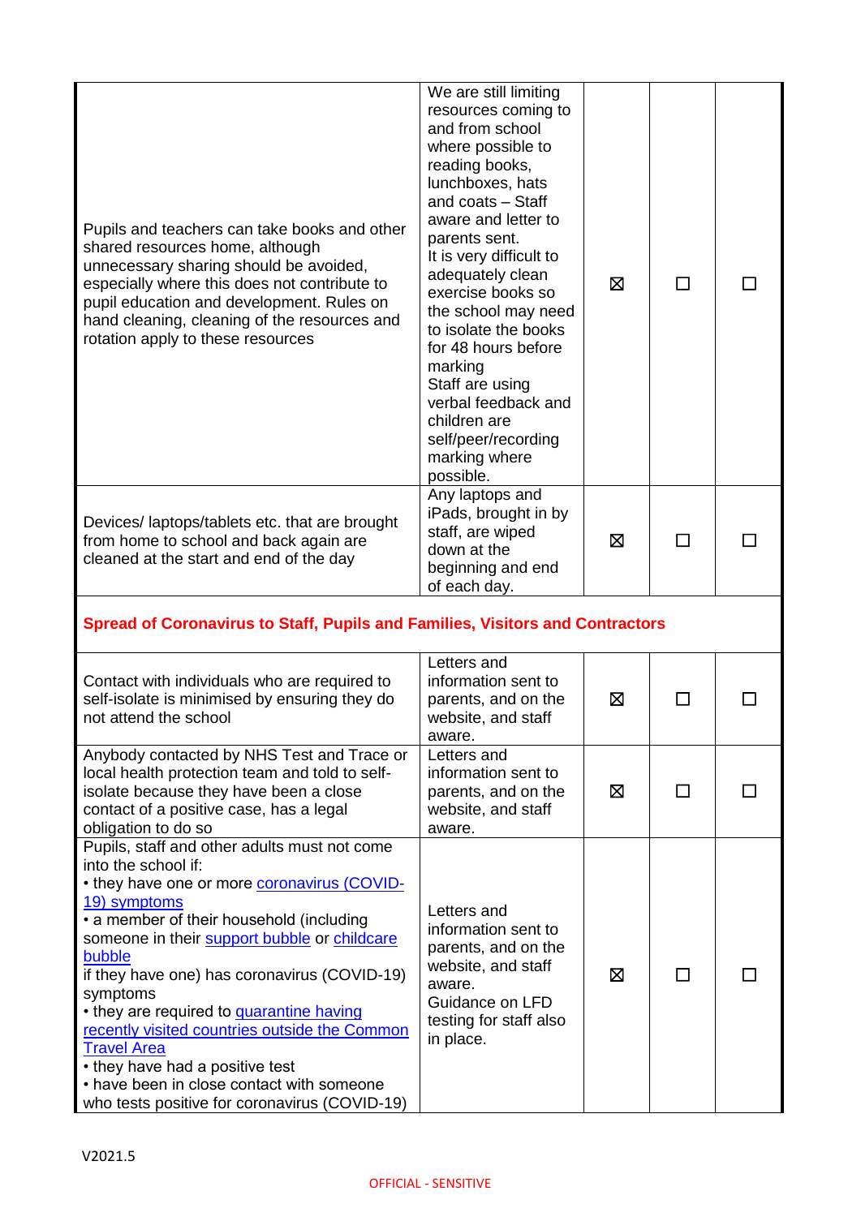| | | | | |
|---|---|---|---|---|
| Pupils and teachers can take books and other shared resources home, although unnecessary sharing should be avoided, especially where this does not contribute to pupil education and development. Rules on hand cleaning, cleaning of the resources and rotation apply to these resources | We are still limiting resources coming to and from school where possible to reading books, lunchboxes, hats and coats – Staff aware and letter to parents sent. It is very difficult to adequately clean exercise books so the school may need to isolate the books for 48 hours before marking Staff are using verbal feedback and children are self/peer/recording marking where possible. | ☒ | ☐ | ☐ |
| Devices/ laptops/tablets etc. that are brought from home to school and back again are cleaned at the start and end of the day | Any laptops and iPads, brought in by staff, are wiped down at the beginning and end of each day. | ☒ | ☐ | ☐ |
| **Spread of Coronavirus to Staff, Pupils and Families, Visitors and Contractors** | | | | |
| Contact with individuals who are required to self-isolate is minimised by ensuring they do not attend the school | Letters and information sent to parents, and on the website, and staff aware. | ☒ | ☐ | ☐ |
| Anybody contacted by NHS Test and Trace or local health protection team and told to self-isolate because they have been a close contact of a positive case, has a legal obligation to do so | Letters and information sent to parents, and on the website, and staff aware. | ☒ | ☐ | ☐ |
| Pupils, staff and other adults must not come into the school if:<br>• they have one or more [coronavirus (COVID-19) symptoms]<br>• a member of their household (including someone in their [support bubble] or [childcare bubble] if they have one) has coronavirus (COVID-19) symptoms<br>• they are required to [quarantine having recently visited countries outside the Common Travel Area]<br>• they have had a positive test<br>• have been in close contact with someone who tests positive for coronavirus (COVID-19) | Letters and information sent to parents, and on the website, and staff aware.<br>Guidance on LFD testing for staff also in place. | ☒ | ☐ | ☐ |

V2021.5

OFFICIAL - SENSITIVE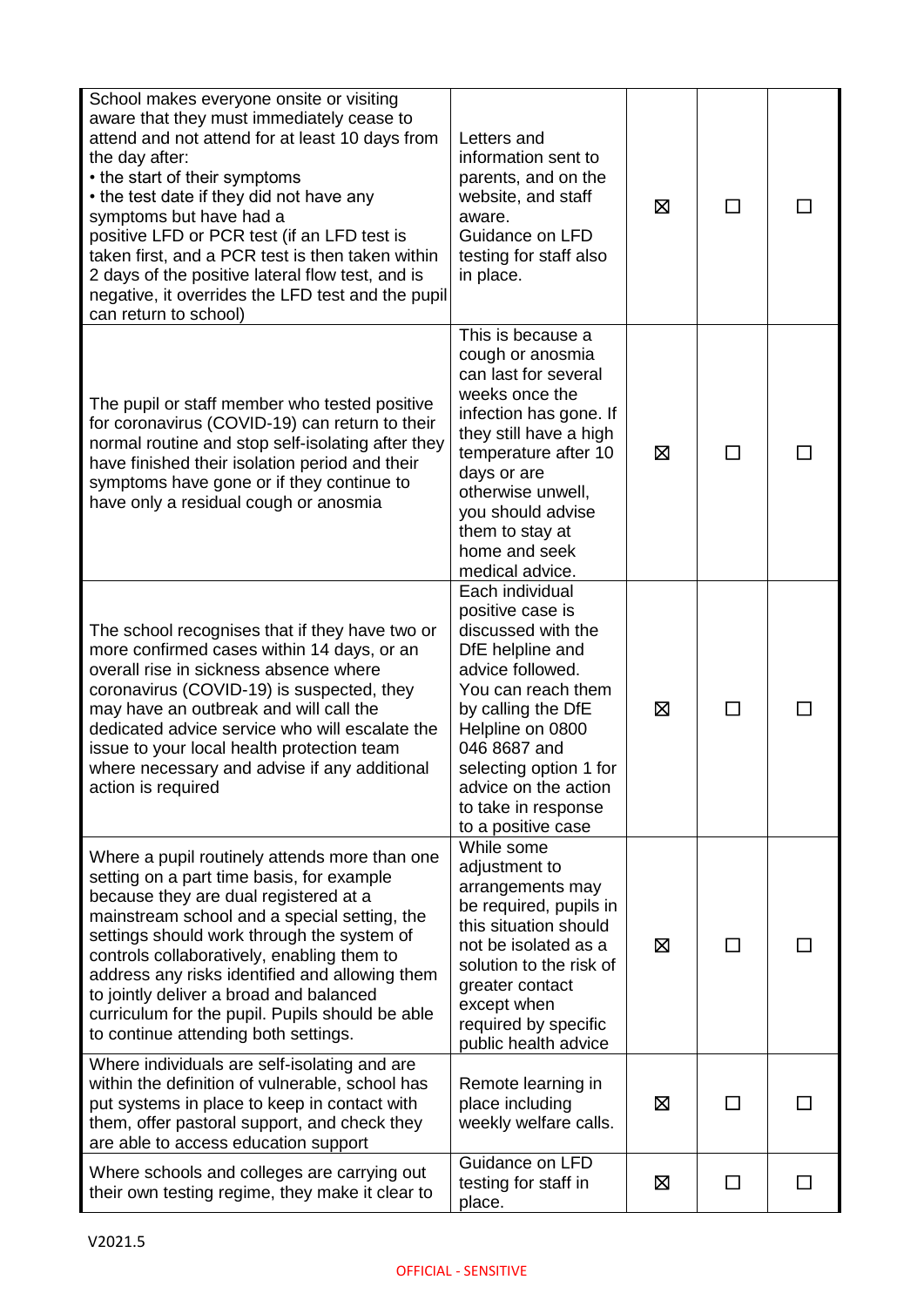| | | | | |
|---|---|---|---|---|
| School makes everyone onsite or visiting aware that they must immediately cease to attend and not attend for at least 10 days from the day after:<br>• the start of their symptoms<br>• the test date if they did not have any symptoms but have had a positive LFD or PCR test (if an LFD test is taken first, and a PCR test is then taken within 2 days of the positive lateral flow test, and is negative, it overrides the LFD test and the pupil can return to school) | Letters and information sent to parents, and on the website, and staff aware.<br>Guidance on LFD testing for staff also in place. | ☒ | ☐ | ☐ |
| The pupil or staff member who tested positive for coronavirus (COVID-19) can return to their normal routine and stop self-isolating after they have finished their isolation period and their symptoms have gone or if they continue to have only a residual cough or anosmia | This is because a cough or anosmia can last for several weeks once the infection has gone. If they still have a high temperature after 10 days or are otherwise unwell, you should advise them to stay at home and seek medical advice. | ☒ | ☐ | ☐ |
| The school recognises that if they have two or more confirmed cases within 14 days, or an overall rise in sickness absence where coronavirus (COVID-19) is suspected, they may have an outbreak and will call the dedicated advice service who will escalate the issue to your local health protection team where necessary and advise if any additional action is required | Each individual positive case is discussed with the DfE helpline and advice followed. You can reach them by calling the DfE Helpline on 0800 046 8687 and selecting option 1 for advice on the action to take in response to a positive case | ☒ | ☐ | ☐ |
| Where a pupil routinely attends more than one setting on a part time basis, for example because they are dual registered at a mainstream school and a special setting, the settings should work through the system of controls collaboratively, enabling them to address any risks identified and allowing them to jointly deliver a broad and balanced curriculum for the pupil. Pupils should be able to continue attending both settings. | While some adjustment to arrangements may be required, pupils in this situation should not be isolated as a solution to the risk of greater contact except when required by specific public health advice | ☒ | ☐ | ☐ |
| Where individuals are self-isolating and are within the definition of vulnerable, school has put systems in place to keep in contact with them, offer pastoral support, and check they are able to access education support | Remote learning in place including weekly welfare calls. | ☒ | ☐ | ☐ |
| Where schools and colleges are carrying out their own testing regime, they make it clear to | Guidance on LFD testing for staff in place. | ☒ | ☐ | ☐ |

V2021.5

OFFICIAL - SENSITIVE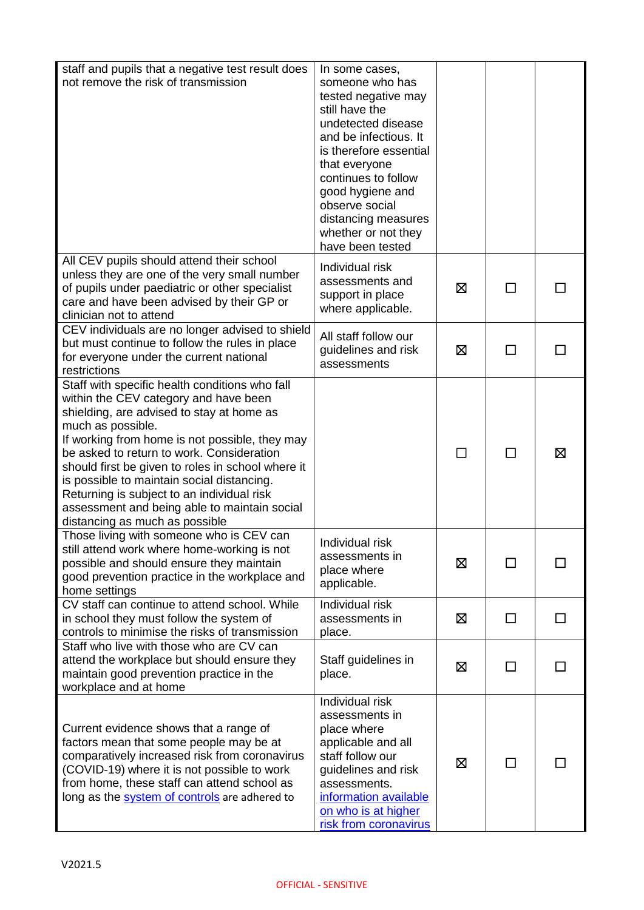| | | | | |
|---|---|---|---|---|
| staff and pupils that a negative test result does not remove the risk of transmission | In some cases, someone who has tested negative may still have the undetected disease and be infectious. It is therefore essential that everyone continues to follow good hygiene and observe social distancing measures whether or not they have been tested | | | |
| All CEV pupils should attend their school unless they are one of the very small number of pupils under paediatric or other specialist care and have been advised by their GP or clinician not to attend | Individual risk assessments and support in place where applicable. | ☒ | ☐ | ☐ |
| CEV individuals are no longer advised to shield but must continue to follow the rules in place for everyone under the current national restrictions | All staff follow our guidelines and risk assessments | ☒ | ☐ | ☐ |
| Staff with specific health conditions who fall within the CEV category and have been shielding, are advised to stay at home as much as possible.<br>If working from home is not possible, they may be asked to return to work. Consideration should first be given to roles in school where it is possible to maintain social distancing. Returning is subject to an individual risk assessment and being able to maintain social distancing as much as possible | | ☐ | ☐ | ☒ |
| Those living with someone who is CEV can still attend work where home-working is not possible and should ensure they maintain good prevention practice in the workplace and home settings | Individual risk assessments in place where applicable. | ☒ | ☐ | ☐ |
| CV staff can continue to attend school. While in school they must follow the system of controls to minimise the risks of transmission | Individual risk assessments in place. | ☒ | ☐ | ☐ |
| Staff who live with those who are CV can attend the workplace but should ensure they maintain good prevention practice in the workplace and at home | Staff guidelines in place. | ☒ | ☐ | ☐ |
| Current evidence shows that a range of factors mean that some people may be at comparatively increased risk from coronavirus (COVID-19) where it is not possible to work from home, these staff can attend school as long as the system of controls are adhered to | Individual risk assessments in place where applicable and all staff follow our guidelines and risk assessments. information available on who is at higher risk from coronavirus | ☒ | ☐ | ☐ |

V2021.5

OFFICIAL - SENSITIVE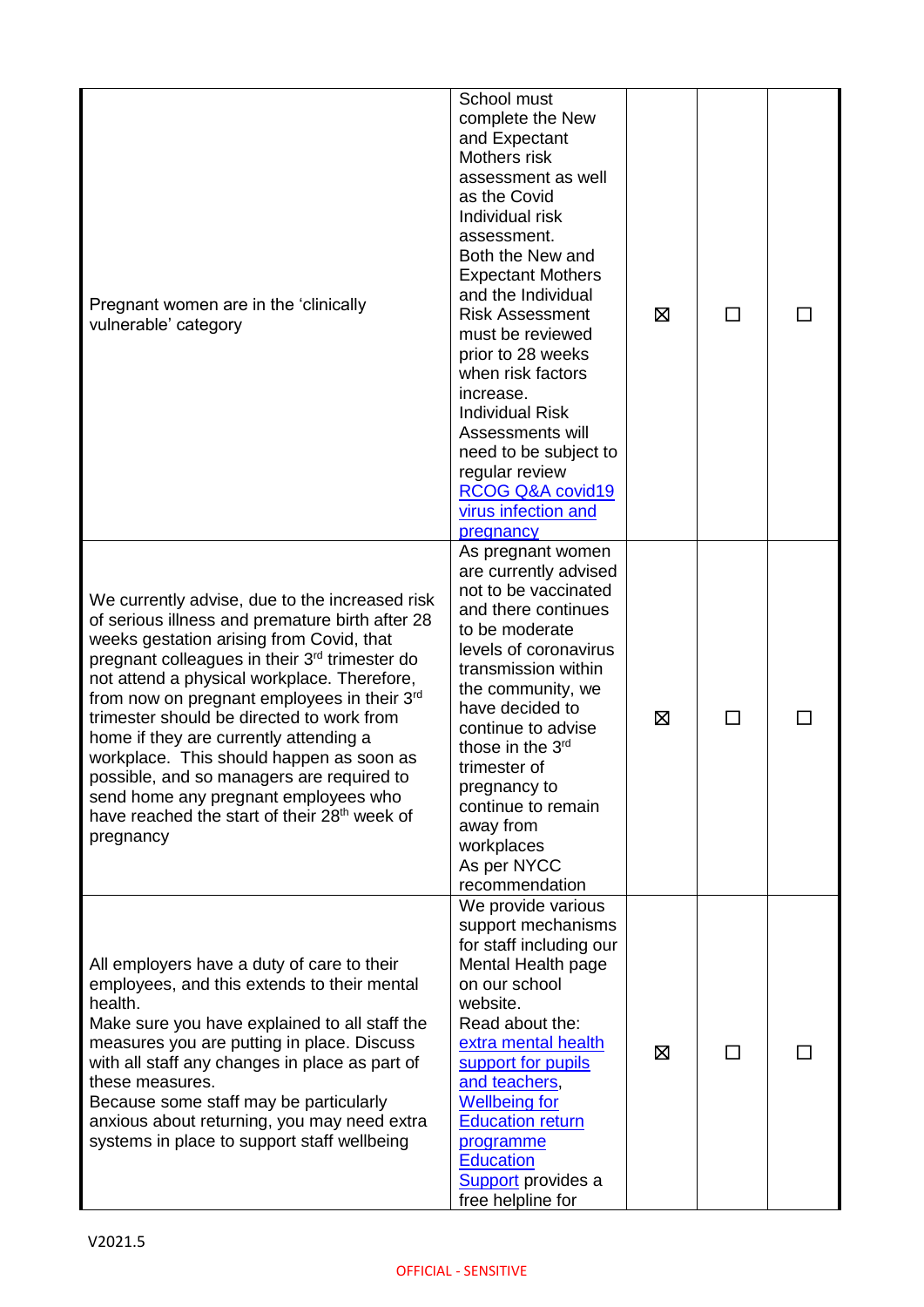| | | | | |
|---|---|---|---|---|
| Pregnant women are in the 'clinically vulnerable' category | School must complete the New and Expectant Mothers risk assessment as well as the Covid Individual risk assessment. Both the New and Expectant Mothers and the Individual Risk Assessment must be reviewed prior to 28 weeks when risk factors increase. Individual Risk Assessments will need to be subject to regular review [RCOG Q&A covid19 virus infection and pregnancy](#) | ☒ | ☐ | ☐ |
| We currently advise, due to the increased risk of serious illness and premature birth after 28 weeks gestation arising from Covid, that pregnant colleagues in their 3rd trimester do not attend a physical workplace. Therefore, from now on pregnant employees in their 3rd trimester should be directed to work from home if they are currently attending a workplace. This should happen as soon as possible, and so managers are required to send home any pregnant employees who have reached the start of their 28th week of pregnancy | As pregnant women are currently advised not to be vaccinated and there continues to be moderate levels of coronavirus transmission within the community, we have decided to continue to advise those in the 3rd trimester of pregnancy to continue to remain away from workplaces As per NYCC recommendation | ☒ | ☐ | ☐ |
| All employers have a duty of care to their employees, and this extends to their mental health. Make sure you have explained to all staff the measures you are putting in place. Discuss with all staff any changes in place as part of these measures. Because some staff may be particularly anxious about returning, you may need extra systems in place to support staff wellbeing | We provide various support mechanisms for staff including our Mental Health page on our school website. Read about the: [extra mental health support for pupils and teachers](#), [Wellbeing for Education return programme](#) [Education Support](#) provides a free helpline for | ☒ | ☐ | ☐ |

V2021.5

OFFICIAL - SENSITIVE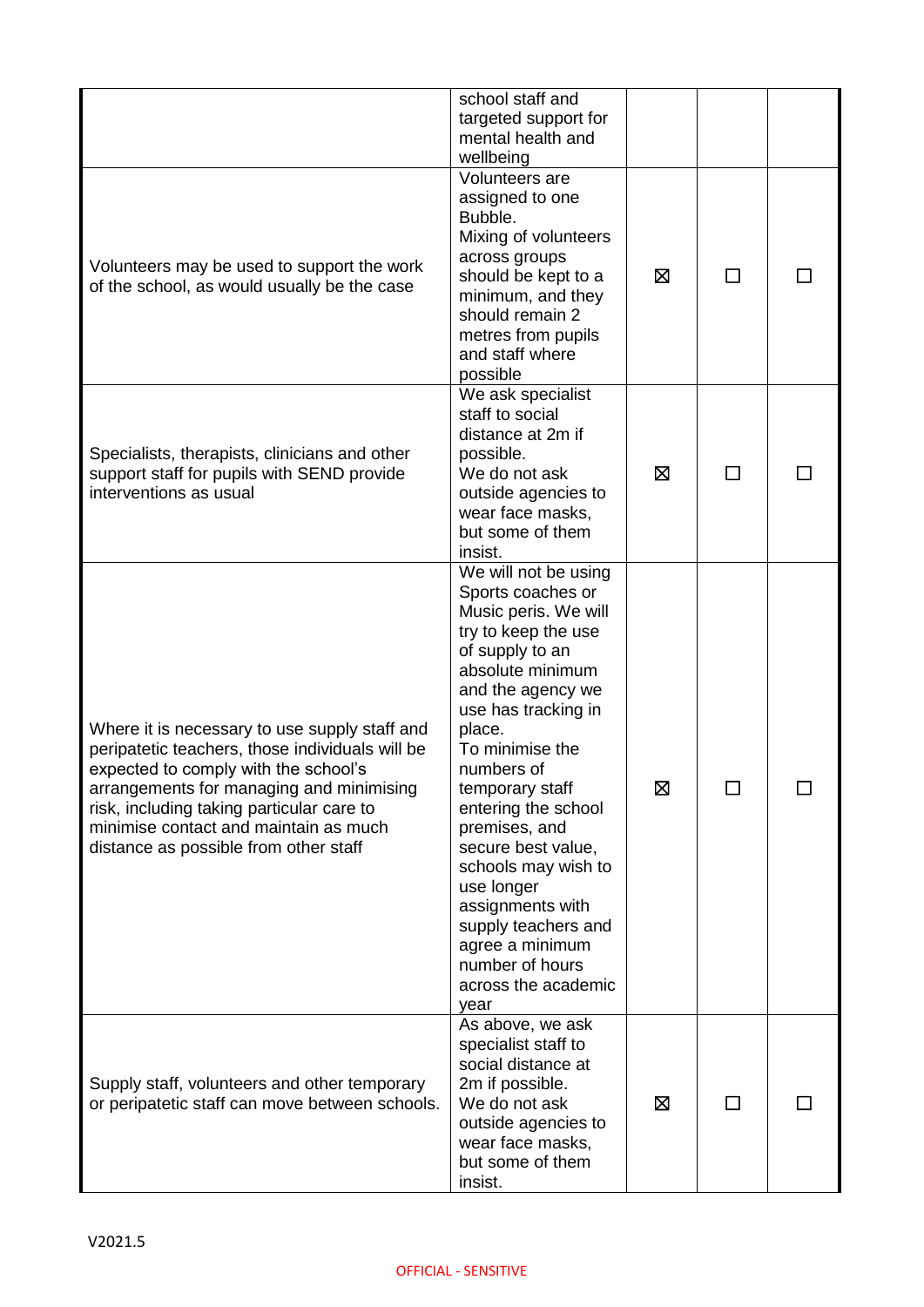| | | | | |
|---|---|---|---|---|
| | school staff and targeted support for mental health and wellbeing | | | |
| Volunteers may be used to support the work of the school, as would usually be the case | Volunteers are assigned to one Bubble. Mixing of volunteers across groups should be kept to a minimum, and they should remain 2 metres from pupils and staff where possible | ☒ | ☐ | ☐ |
| Specialists, therapists, clinicians and other support staff for pupils with SEND provide interventions as usual | We ask specialist staff to social distance at 2m if possible. We do not ask outside agencies to wear face masks, but some of them insist. | ☒ | ☐ | ☐ |
| Where it is necessary to use supply staff and peripatetic teachers, those individuals will be expected to comply with the school's arrangements for managing and minimising risk, including taking particular care to minimise contact and maintain as much distance as possible from other staff | We will not be using Sports coaches or Music peris. We will try to keep the use of supply to an absolute minimum and the agency we use has tracking in place. To minimise the numbers of temporary staff entering the school premises, and secure best value, schools may wish to use longer assignments with supply teachers and agree a minimum number of hours across the academic year | ☒ | ☐ | ☐ |
| Supply staff, volunteers and other temporary or peripatetic staff can move between schools. | As above, we ask specialist staff to social distance at 2m if possible. We do not ask outside agencies to wear face masks, but some of them insist. | ☒ | ☐ | ☐ |

V2021.5

OFFICIAL - SENSITIVE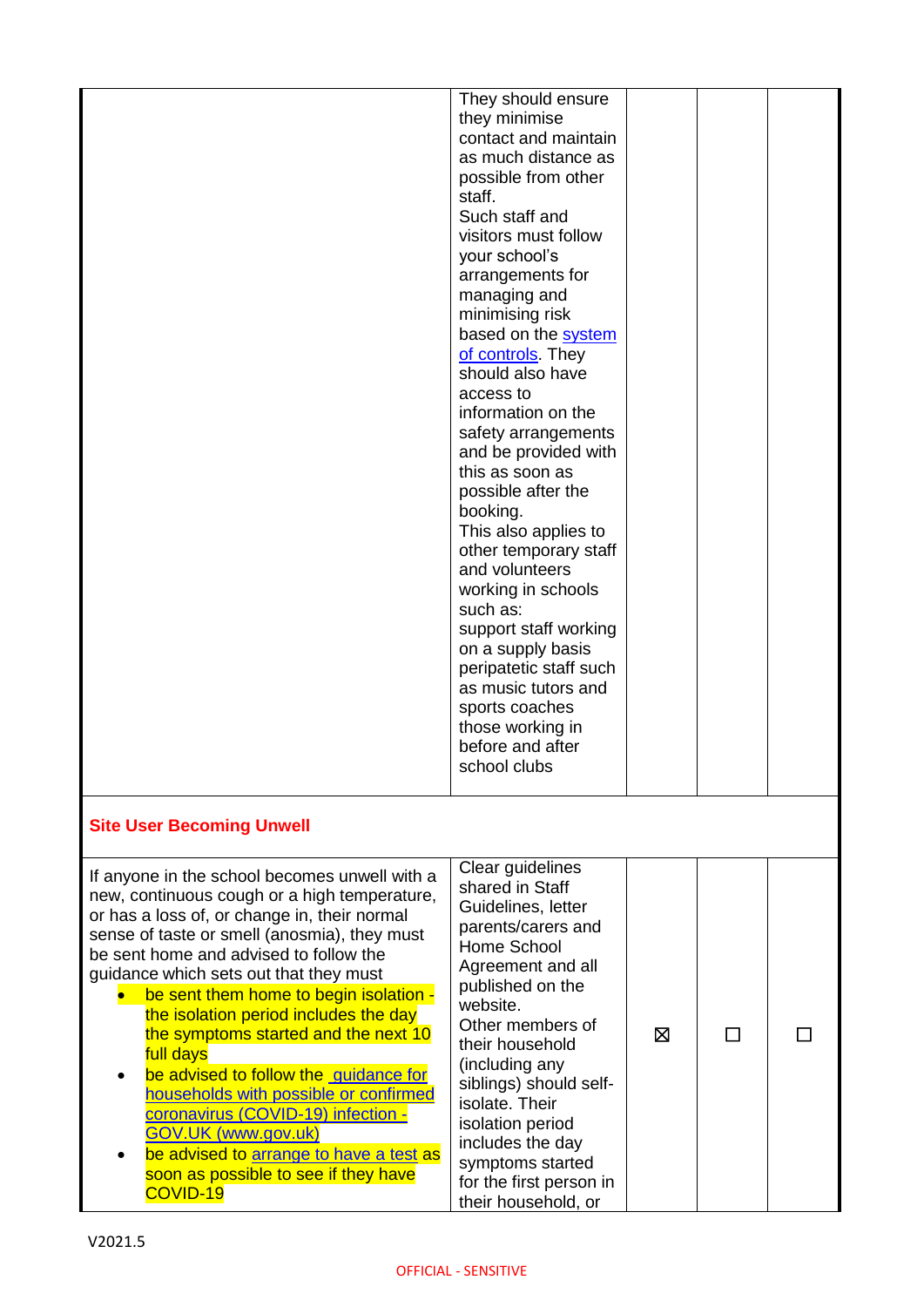| | | | | |
|---|---|---|---|---|
| | They should ensure they minimise contact and maintain as much distance as possible from other staff.<br>Such staff and visitors must follow your school's arrangements for managing and minimising risk based on the [system of controls](). They should also have access to information on the safety arrangements and be provided with this as soon as possible after the booking.<br>This also applies to other temporary staff and volunteers working in schools such as:<br>support staff working on a supply basis<br>peripatetic staff such as music tutors and sports coaches<br>those working in before and after school clubs | | | |
| **Site User Becoming Unwell** | | | | |
| If anyone in the school becomes unwell with a new, continuous cough or a high temperature, or has a loss of, or change in, their normal sense of taste or smell (anosmia), they must be sent home and advised to follow the guidance which sets out that they must<br>• be sent them home to begin isolation - the isolation period includes the day the symptoms started and the next 10 full days<br>• be advised to follow the [guidance for households with possible or confirmed coronavirus (COVID-19) infection - GOV.UK (www.gov.uk)]()<br>• be advised to [arrange to have a test]() as soon as possible to see if they have COVID-19 | Clear guidelines shared in Staff Guidelines, letter parents/carers and Home School Agreement and all published on the website.<br>Other members of their household (including any siblings) should self-isolate. Their isolation period includes the day symptoms started for the first person in their household, or | ☒ | ☐ | ☐ |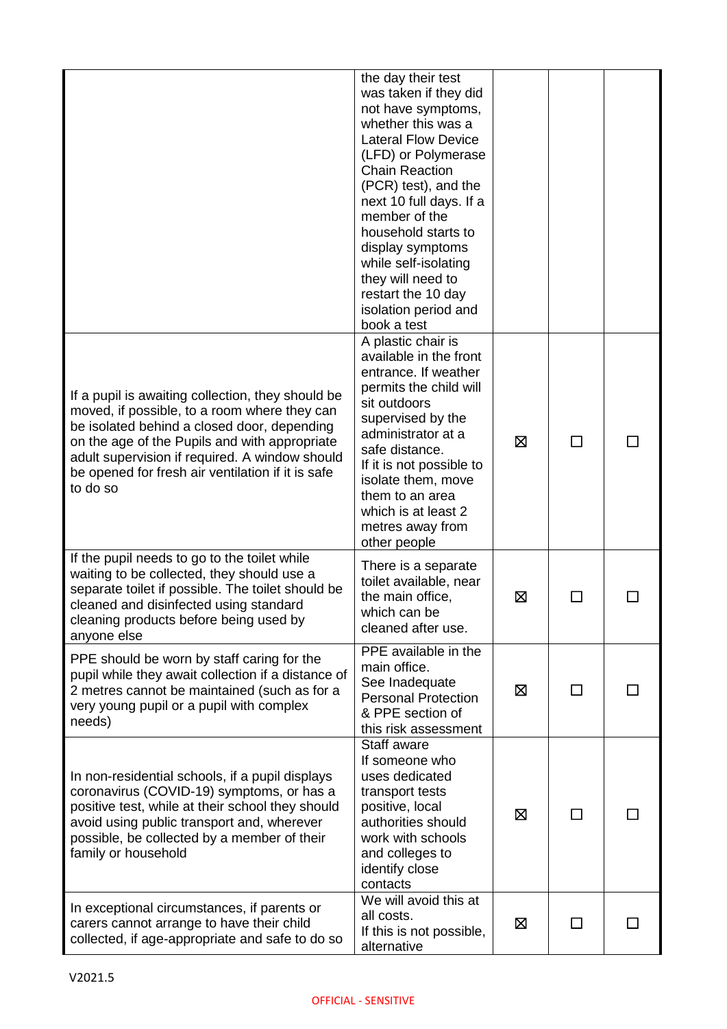| | | | | |
|---|---|---|---|---|
| | the day their test was taken if they did not have symptoms, whether this was a Lateral Flow Device (LFD) or Polymerase Chain Reaction (PCR) test), and the next 10 full days. If a member of the household starts to display symptoms while self-isolating they will need to restart the 10 day isolation period and book a test | | | |
| If a pupil is awaiting collection, they should be moved, if possible, to a room where they can be isolated behind a closed door, depending on the age of the Pupils and with appropriate adult supervision if required. A window should be opened for fresh air ventilation if it is safe to do so | A plastic chair is available in the front entrance. If weather permits the child will sit outdoors supervised by the administrator at a safe distance. If it is not possible to isolate them, move them to an area which is at least 2 metres away from other people | ☒ | ☐ | ☐ |
| If the pupil needs to go to the toilet while waiting to be collected, they should use a separate toilet if possible. The toilet should be cleaned and disinfected using standard cleaning products before being used by anyone else | There is a separate toilet available, near the main office, which can be cleaned after use. | ☒ | ☐ | ☐ |
| PPE should be worn by staff caring for the pupil while they await collection if a distance of 2 metres cannot be maintained (such as for a very young pupil or a pupil with complex needs) | PPE available in the main office. See Inadequate Personal Protection & PPE section of this risk assessment | ☒ | ☐ | ☐ |
| In non-residential schools, if a pupil displays coronavirus (COVID-19) symptoms, or has a positive test, while at their school they should avoid using public transport and, wherever possible, be collected by a member of their family or household | Staff aware If someone who uses dedicated transport tests positive, local authorities should work with schools and colleges to identify close contacts | ☒ | ☐ | ☐ |
| In exceptional circumstances, if parents or carers cannot arrange to have their child collected, if age-appropriate and safe to do so | We will avoid this at all costs. If this is not possible, alternative | ☒ | ☐ | ☐ |

V2021.5

OFFICIAL - SENSITIVE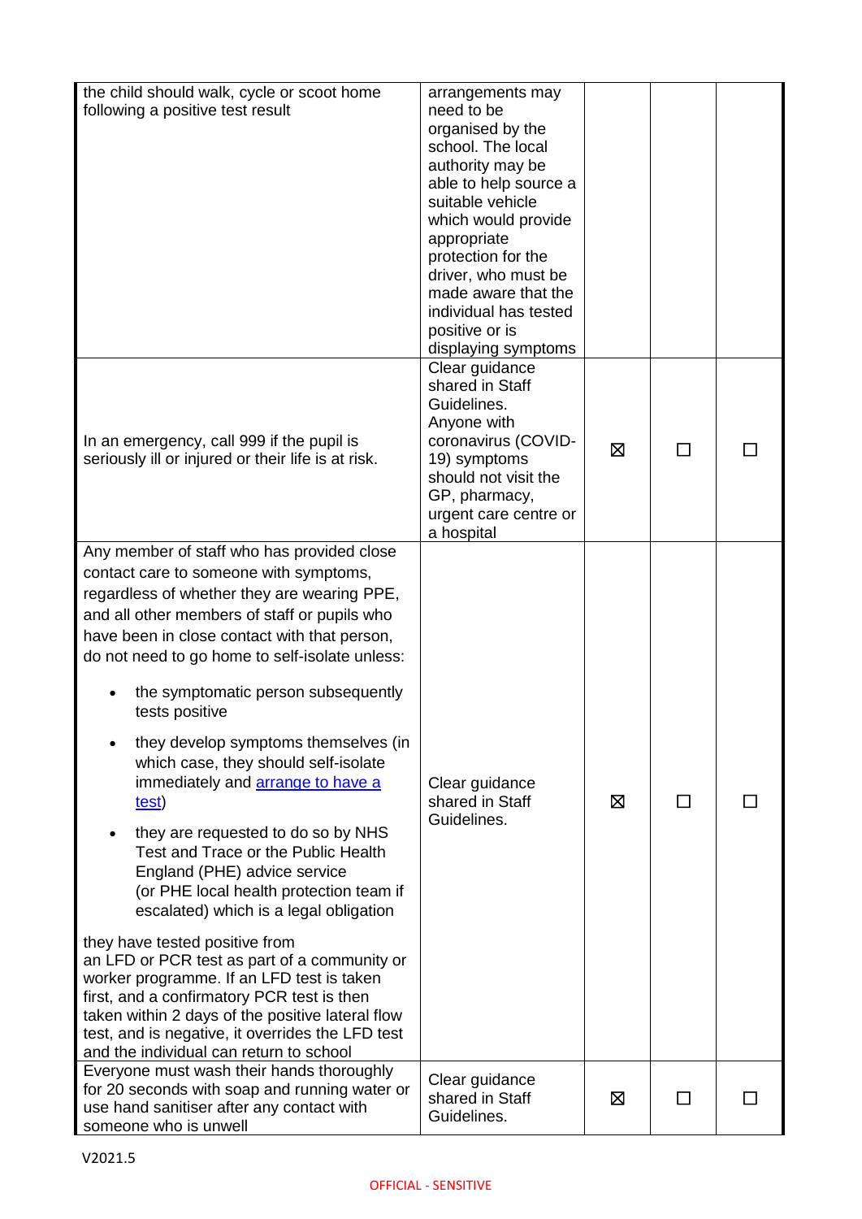| | | | | |
|---|---|---|---|---|
| the child should walk, cycle or scoot home following a positive test result | arrangements may need to be organised by the school. The local authority may be able to help source a suitable vehicle which would provide appropriate protection for the driver, who must be made aware that the individual has tested positive or is displaying symptoms | | | |
| In an emergency, call 999 if the pupil is seriously ill or injured or their life is at risk. | Clear guidance shared in Staff Guidelines. Anyone with coronavirus (COVID-19) symptoms should not visit the GP, pharmacy, urgent care centre or a hospital | ☒ | ☐ | ☐ |
| Any member of staff who has provided close contact care to someone with symptoms, regardless of whether they are wearing PPE, and all other members of staff or pupils who have been in close contact with that person, do not need to go home to self-isolate unless:<br><br>• the symptomatic person subsequently tests positive<br>• they develop symptoms themselves (in which case, they should self-isolate immediately and [arrange to have a test](#))<br>• they are requested to do so by NHS Test and Trace or the Public Health England (PHE) advice service (or PHE local health protection team if escalated) which is a legal obligation<br><br>they have tested positive from an LFD or PCR test as part of a community or worker programme. If an LFD test is taken first, and a confirmatory PCR test is then taken within 2 days of the positive lateral flow test, and is negative, it overrides the LFD test and the individual can return to school | Clear guidance shared in Staff Guidelines. | ☒ | ☐ | ☐ |
| Everyone must wash their hands thoroughly for 20 seconds with soap and running water or use hand sanitiser after any contact with someone who is unwell | Clear guidance shared in Staff Guidelines. | ☒ | ☐ | ☐ |

V2021.5

OFFICIAL - SENSITIVE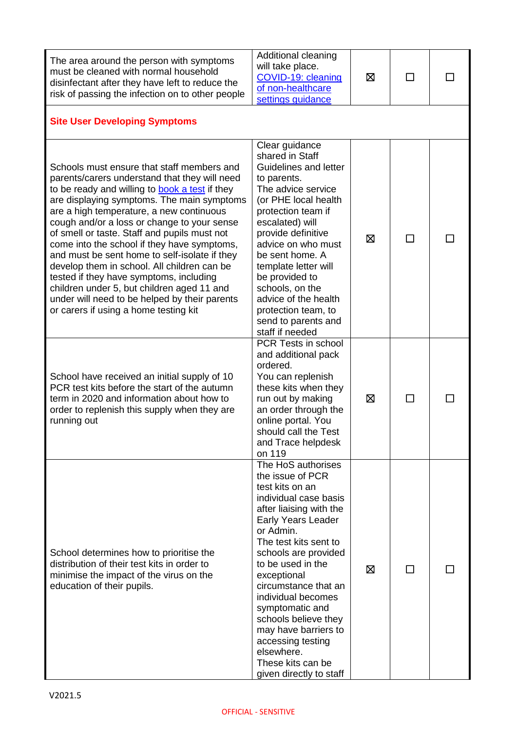| | | | | |
|---|---|---|---|---|
| The area around the person with symptoms must be cleaned with normal household disinfectant after they have left to reduce the risk of passing the infection on to other people | Additional cleaning will take place. [COVID-19: cleaning of non-healthcare settings guidance] | ☒ | ☐ | ☐ |
| **Site User Developing Symptoms** | | | | |
| Schools must ensure that staff members and parents/carers understand that they will need to be ready and willing to [book a test] if they are displaying symptoms. The main symptoms are a high temperature, a new continuous cough and/or a loss or change to your sense of smell or taste. Staff and pupils must not come into the school if they have symptoms, and must be sent home to self-isolate if they develop them in school. All children can be tested if they have symptoms, including children under 5, but children aged 11 and under will need to be helped by their parents or carers if using a home testing kit | Clear guidance shared in Staff Guidelines and letter to parents. The advice service (or PHE local health protection team if escalated) will provide definitive advice on who must be sent home. A template letter will be provided to schools, on the advice of the health protection team, to send to parents and staff if needed | ☒ | ☐ | ☐ |
| School have received an initial supply of 10 PCR test kits before the start of the autumn term in 2020 and information about how to order to replenish this supply when they are running out | PCR Tests in school and additional pack ordered. You can replenish these kits when they run out by making an order through the online portal. You should call the Test and Trace helpdesk on 119 | ☒ | ☐ | ☐ |
| School determines how to prioritise the distribution of their test kits in order to minimise the impact of the virus on the education of their pupils. | The HoS authorises the issue of PCR test kits on an individual case basis after liaising with the Early Years Leader or Admin. The test kits sent to schools are provided to be used in the exceptional circumstance that an individual becomes symptomatic and schools believe they may have barriers to accessing testing elsewhere. These kits can be given directly to staff | ☒ | ☐ | ☐ |

V2021.5

OFFICIAL - SENSITIVE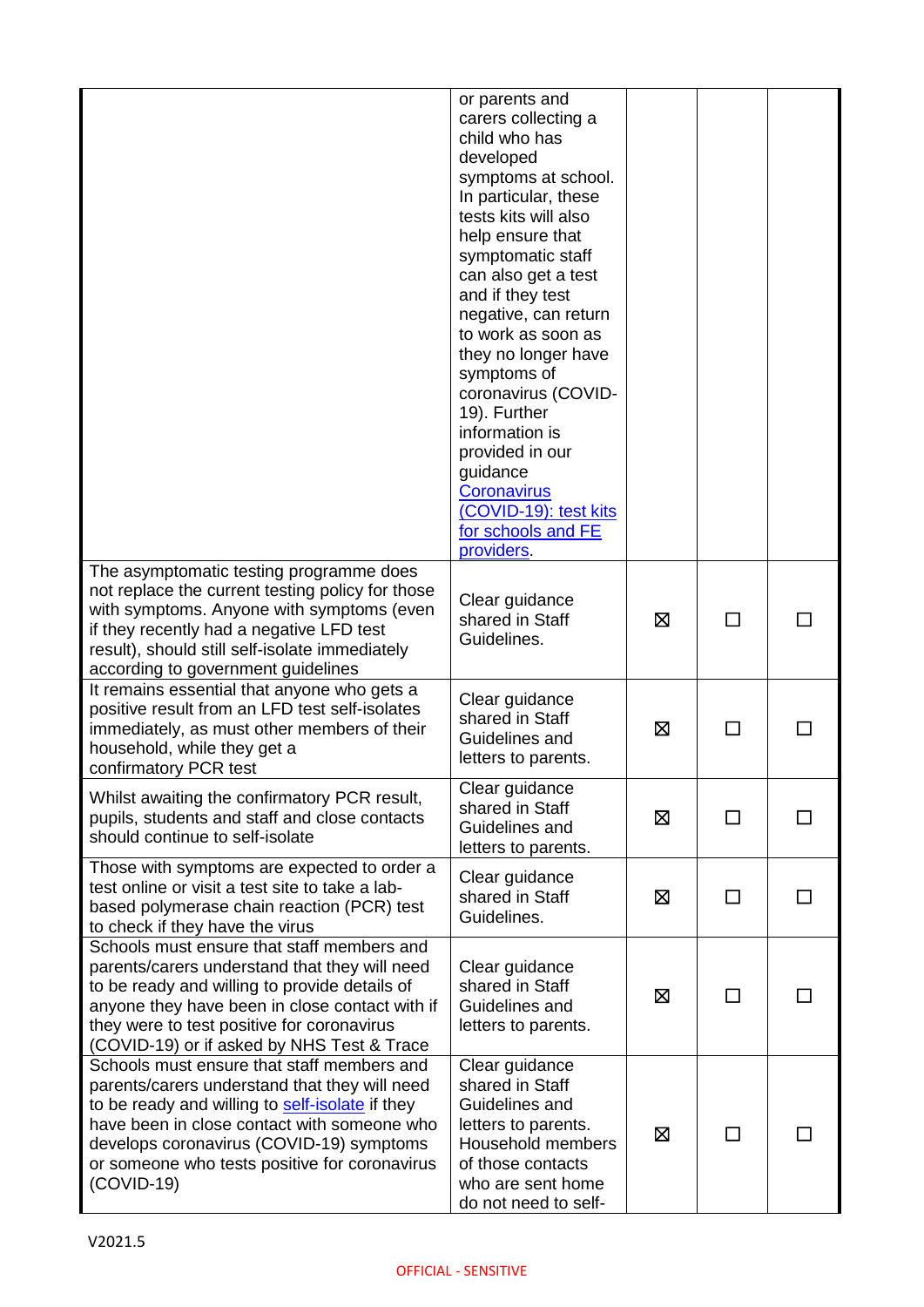| | | | | |
|---|---|---|---|---|
| | or parents and carers collecting a child who has developed symptoms at school. In particular, these tests kits will also help ensure that symptomatic staff can also get a test and if they test negative, can return to work as soon as they no longer have symptoms of coronavirus (COVID-19). Further information is provided in our guidance [Coronavirus (COVID-19): test kits for schools and FE providers](). | | | |
| The asymptomatic testing programme does not replace the current testing policy for those with symptoms. Anyone with symptoms (even if they recently had a negative LFD test result), should still self-isolate immediately according to government guidelines | Clear guidance shared in Staff Guidelines. | ☒ | ☐ | ☐ |
| It remains essential that anyone who gets a positive result from an LFD test self-isolates immediately, as must other members of their household, while they get a confirmatory PCR test | Clear guidance shared in Staff Guidelines and letters to parents. | ☒ | ☐ | ☐ |
| Whilst awaiting the confirmatory PCR result, pupils, students and staff and close contacts should continue to self-isolate | Clear guidance shared in Staff Guidelines and letters to parents. | ☒ | ☐ | ☐ |
| Those with symptoms are expected to order a test online or visit a test site to take a lab-based polymerase chain reaction (PCR) test to check if they have the virus | Clear guidance shared in Staff Guidelines. | ☒ | ☐ | ☐ |
| Schools must ensure that staff members and parents/carers understand that they will need to be ready and willing to provide details of anyone they have been in close contact with if they were to test positive for coronavirus (COVID-19) or if asked by NHS Test & Trace | Clear guidance shared in Staff Guidelines and letters to parents. | ☒ | ☐ | ☐ |
| Schools must ensure that staff members and parents/carers understand that they will need to be ready and willing to [self-isolate]() if they have been in close contact with someone who develops coronavirus (COVID-19) symptoms or someone who tests positive for coronavirus (COVID-19) | Clear guidance shared in Staff Guidelines and letters to parents. Household members of those contacts who are sent home do not need to self- | ☒ | ☐ | ☐ |

V2021.5

OFFICIAL - SENSITIVE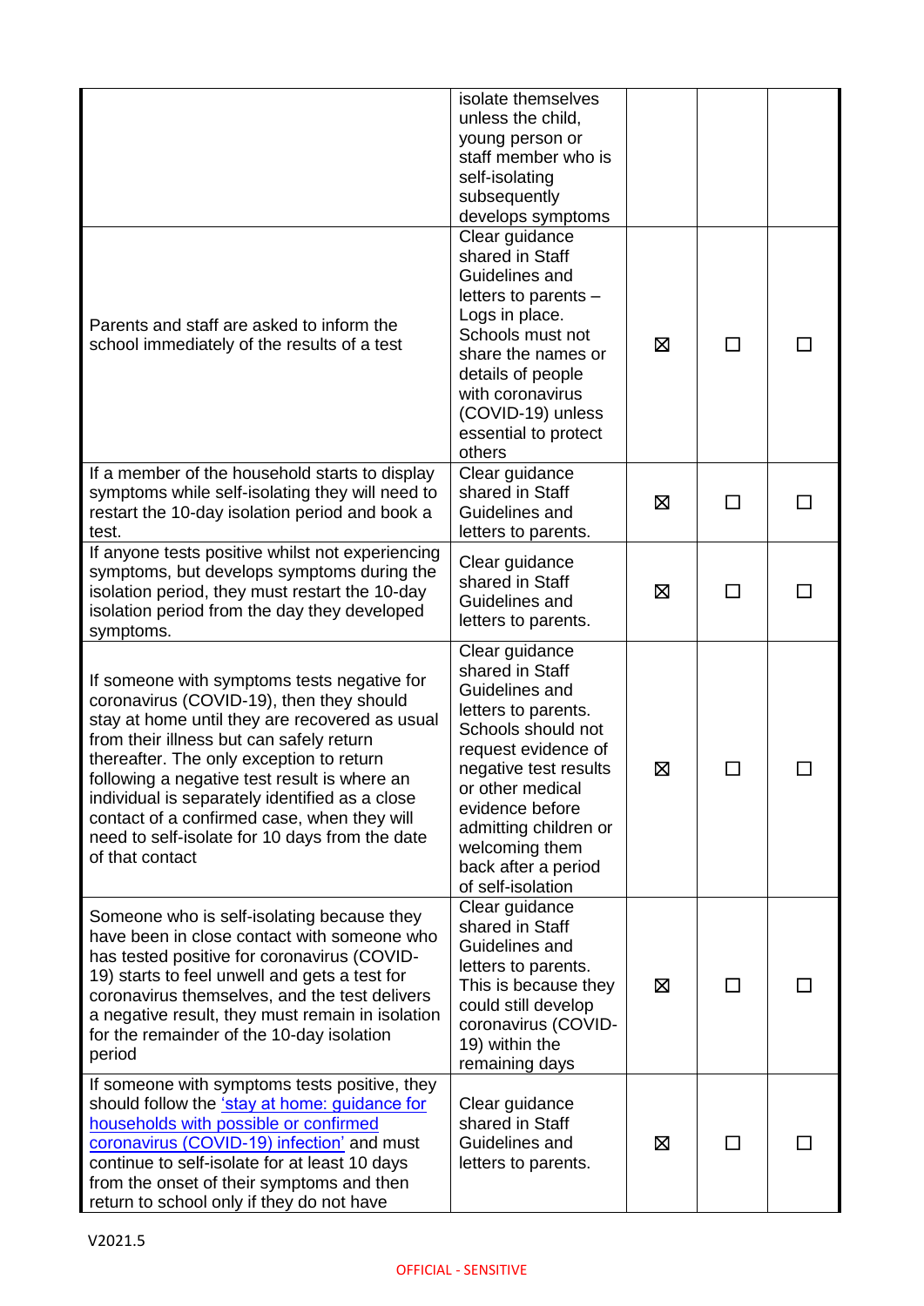| | | | | |
|---|---|---|---|---|
| | isolate themselves unless the child, young person or staff member who is self-isolating subsequently develops symptoms | | | |
| Parents and staff are asked to inform the school immediately of the results of a test | Clear guidance shared in Staff Guidelines and letters to parents – Logs in place. Schools must not share the names or details of people with coronavirus (COVID-19) unless essential to protect others | ☒ | ☐ | ☐ |
| If a member of the household starts to display symptoms while self-isolating they will need to restart the 10-day isolation period and book a test. | Clear guidance shared in Staff Guidelines and letters to parents. | ☒ | ☐ | ☐ |
| If anyone tests positive whilst not experiencing symptoms, but develops symptoms during the isolation period, they must restart the 10-day isolation period from the day they developed symptoms. | Clear guidance shared in Staff Guidelines and letters to parents. | ☒ | ☐ | ☐ |
| If someone with symptoms tests negative for coronavirus (COVID-19), then they should stay at home until they are recovered as usual from their illness but can safely return thereafter. The only exception to return following a negative test result is where an individual is separately identified as a close contact of a confirmed case, when they will need to self-isolate for 10 days from the date of that contact | Clear guidance shared in Staff Guidelines and letters to parents. Schools should not request evidence of negative test results or other medical evidence before admitting children or welcoming them back after a period of self-isolation | ☒ | ☐ | ☐ |
| Someone who is self-isolating because they have been in close contact with someone who has tested positive for coronavirus (COVID-19) starts to feel unwell and gets a test for coronavirus themselves, and the test delivers a negative result, they must remain in isolation for the remainder of the 10-day isolation period | Clear guidance shared in Staff Guidelines and letters to parents. This is because they could still develop coronavirus (COVID-19) within the remaining days | ☒ | ☐ | ☐ |
| If someone with symptoms tests positive, they should follow the 'stay at home: guidance for households with possible or confirmed coronavirus (COVID-19) infection' and must continue to self-isolate for at least 10 days from the onset of their symptoms and then return to school only if they do not have | Clear guidance shared in Staff Guidelines and letters to parents. | ☒ | ☐ | ☐ |

V2021.5

OFFICIAL - SENSITIVE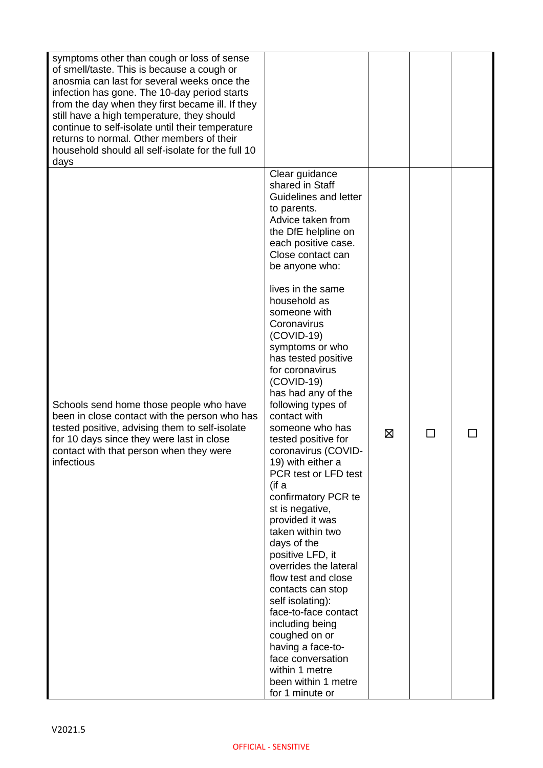| | | | | |
|---|---|---|---|---|
| symptoms other than cough or loss of sense of smell/taste. This is because a cough or anosmia can last for several weeks once the infection has gone. The 10-day period starts from the day when they first became ill. If they still have a high temperature, they should continue to self-isolate until their temperature returns to normal. Other members of their household should all self-isolate for the full 10 days | | | | |
| Schools send home those people who have been in close contact with the person who has tested positive, advising them to self-isolate for 10 days since they were last in close contact with that person when they were infectious | Clear guidance shared in Staff Guidelines and letter to parents.<br>Advice taken from the DfE helpline on each positive case.<br>Close contact can be anyone who:<br><br>lives in the same household as someone with Coronavirus (COVID-19) symptoms or who has tested positive for coronavirus (COVID-19)<br>has had any of the following types of contact with someone who has tested positive for coronavirus (COVID-19) with either a PCR test or LFD test (if a confirmatory PCR test is negative, provided it was taken within two days of the positive LFD, it overrides the lateral flow test and close contacts can stop self isolating):<br>face-to-face contact including being coughed on or having a face-to-face conversation within 1 metre<br>been within 1 metre for 1 minute or | ☒ | ☐ | ☐ |

V2021.5

OFFICIAL - SENSITIVE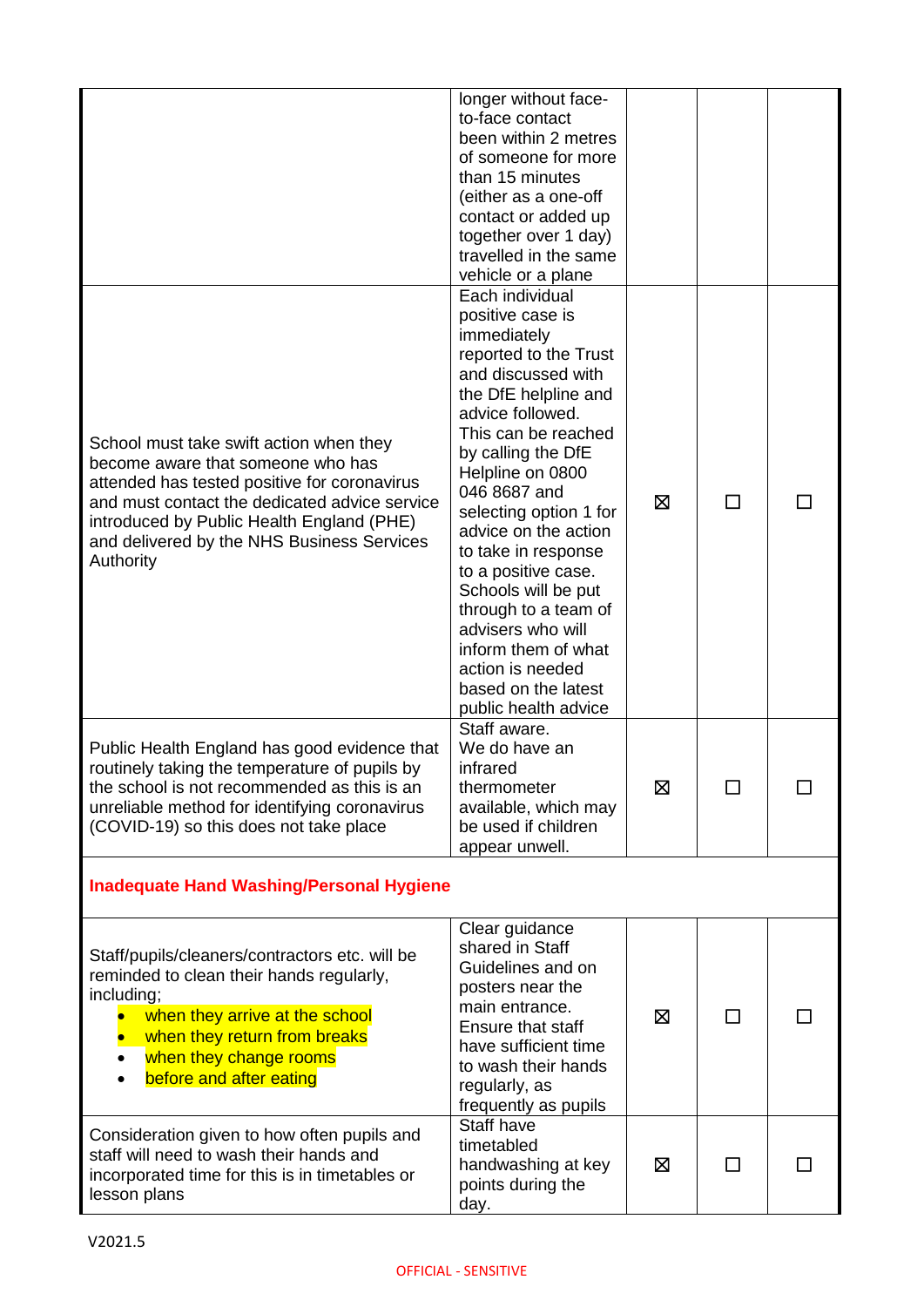| | | | | |
|---|---|---|---|---|
| | longer without face-to-face contact been within 2 metres of someone for more than 15 minutes (either as a one-off contact or added up together over 1 day) travelled in the same vehicle or a plane | | | |
| School must take swift action when they become aware that someone who has attended has tested positive for coronavirus and must contact the dedicated advice service introduced by Public Health England (PHE) and delivered by the NHS Business Services Authority | Each individual positive case is immediately reported to the Trust and discussed with the DfE helpline and advice followed. This can be reached by calling the DfE Helpline on 0800 046 8687 and selecting option 1 for advice on the action to take in response to a positive case. Schools will be put through to a team of advisers who will inform them of what action is needed based on the latest public health advice | ☒ | ☐ | ☐ |
| Public Health England has good evidence that routinely taking the temperature of pupils by the school is not recommended as this is an unreliable method for identifying coronavirus (COVID-19) so this does not take place | Staff aware. We do have an infrared thermometer available, which may be used if children appear unwell. | ☒ | ☐ | ☐ |
| **Inadequate Hand Washing/Personal Hygiene** | | | | |
| Staff/pupils/cleaners/contractors etc. will be reminded to clean their hands regularly, including;<br>• when they arrive at the school<br>• when they return from breaks<br>• when they change rooms<br>• before and after eating | Clear guidance shared in Staff Guidelines and on posters near the main entrance. Ensure that staff have sufficient time to wash their hands regularly, as frequently as pupils | ☒ | ☐ | ☐ |
| Consideration given to how often pupils and staff will need to wash their hands and incorporated time for this is in timetables or lesson plans | Staff have timetabled handwashing at key points during the day. | ☒ | ☐ | ☐ |

V2021.5

OFFICIAL - SENSITIVE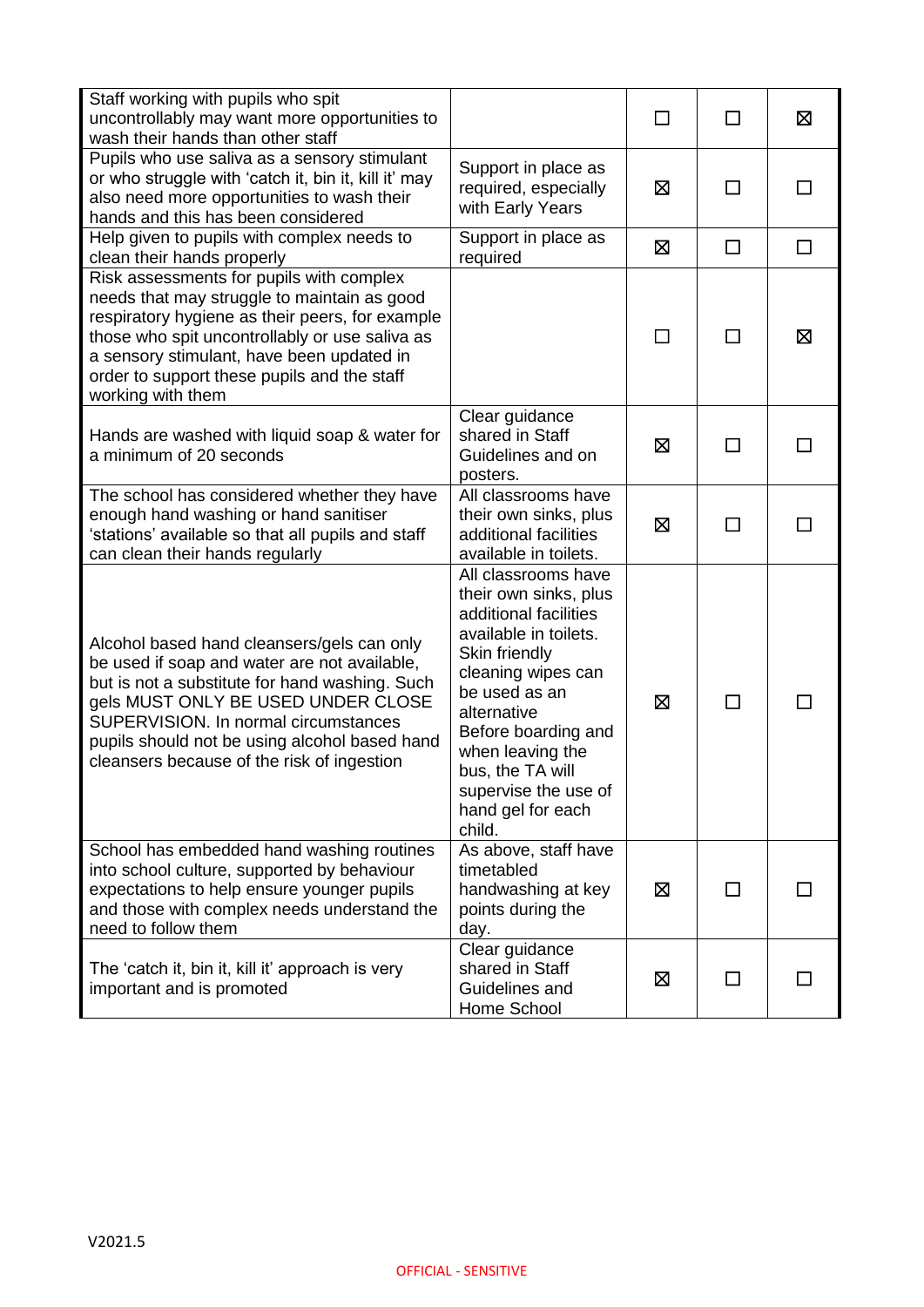| | | | | |
|---|---|---|---|---|
| Staff working with pupils who spit uncontrollably may want more opportunities to wash their hands than other staff | | ☐ | ☐ | ☒ |
| Pupils who use saliva as a sensory stimulant or who struggle with 'catch it, bin it, kill it' may also need more opportunities to wash their hands and this has been considered | Support in place as required, especially with Early Years | ☒ | ☐ | ☐ |
| Help given to pupils with complex needs to clean their hands properly | Support in place as required | ☒ | ☐ | ☐ |
| Risk assessments for pupils with complex needs that may struggle to maintain as good respiratory hygiene as their peers, for example those who spit uncontrollably or use saliva as a sensory stimulant, have been updated in order to support these pupils and the staff working with them | | ☐ | ☐ | ☒ |
| Hands are washed with liquid soap & water for a minimum of 20 seconds | Clear guidance shared in Staff Guidelines and on posters. | ☒ | ☐ | ☐ |
| The school has considered whether they have enough hand washing or hand sanitiser 'stations' available so that all pupils and staff can clean their hands regularly | All classrooms have their own sinks, plus additional facilities available in toilets. | ☒ | ☐ | ☐ |
| Alcohol based hand cleansers/gels can only be used if soap and water are not available, but is not a substitute for hand washing. Such gels MUST ONLY BE USED UNDER CLOSE SUPERVISION. In normal circumstances pupils should not be using alcohol based hand cleansers because of the risk of ingestion | All classrooms have their own sinks, plus additional facilities available in toilets. Skin friendly cleaning wipes can be used as an alternative Before boarding and when leaving the bus, the TA will supervise the use of hand gel for each child. | ☒ | ☐ | ☐ |
| School has embedded hand washing routines into school culture, supported by behaviour expectations to help ensure younger pupils and those with complex needs understand the need to follow them | As above, staff have timetabled handwashing at key points during the day. | ☒ | ☐ | ☐ |
| The 'catch it, bin it, kill it' approach is very important and is promoted | Clear guidance shared in Staff Guidelines and Home School | ☒ | ☐ | ☐ |

V2021.5

OFFICIAL - SENSITIVE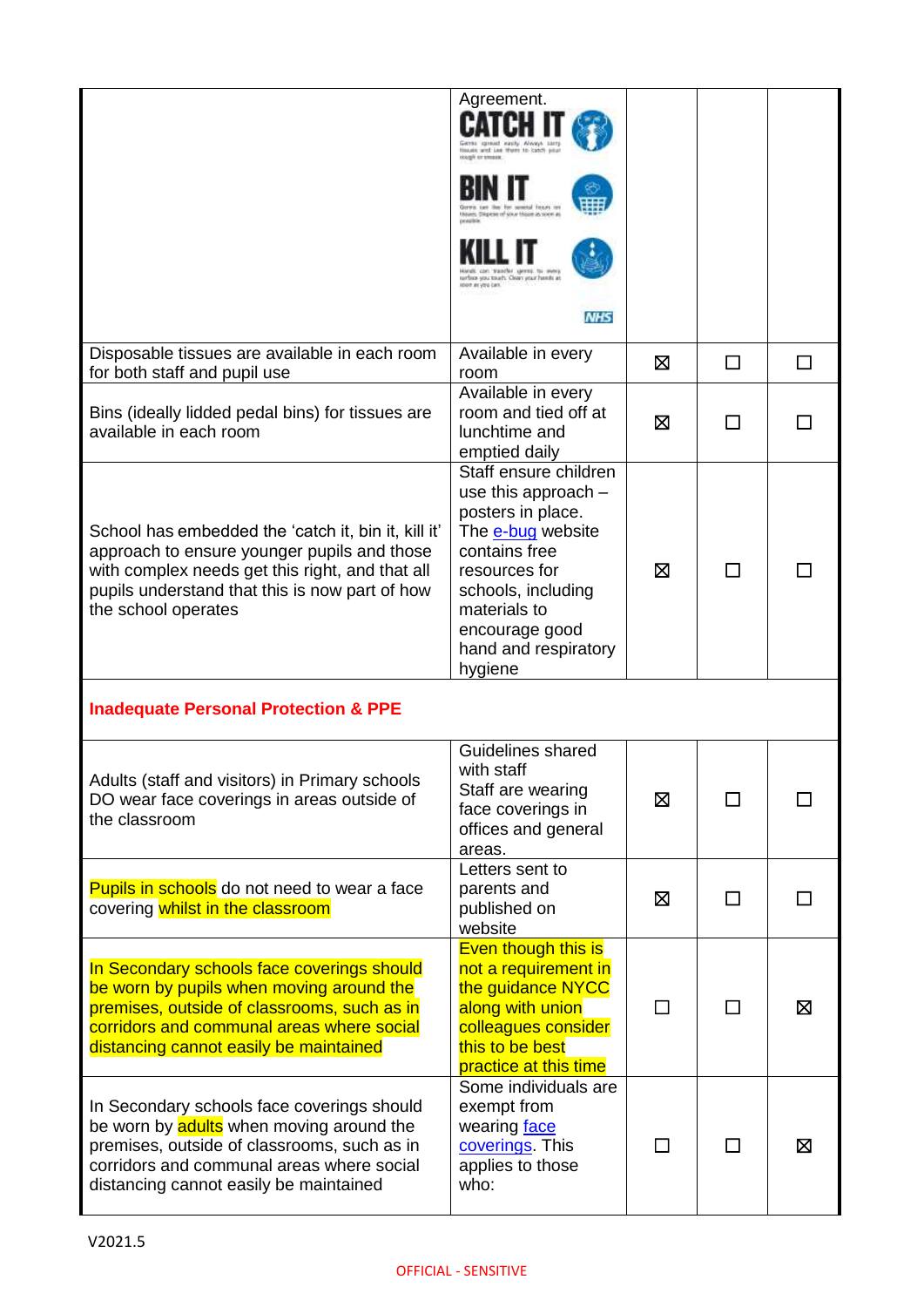| | | | | |
|---|---|---|---|---|
| | Agreement. CATCH IT Germs spread easily. Always carry tissues and use them to catch your cough or sneeze. BIN IT Germs can live for several hours on tissues. Dispose of your tissue as soon as possible. KILL IT Hands can transfer germs to every surface you touch. Clean your hands as soon as you can. NHS | | | |
| Disposable tissues are available in each room for both staff and pupil use | Available in every room | ☒ | ☐ | ☐ |
| Bins (ideally lidded pedal bins) for tissues are available in each room | Available in every room and tied off at lunchtime and emptied daily | ☒ | ☐ | ☐ |
| School has embedded the 'catch it, bin it, kill it' approach to ensure younger pupils and those with complex needs get this right, and that all pupils understand that this is now part of how the school operates | Staff ensure children use this approach – posters in place. The e-bug website contains free resources for schools, including materials to encourage good hand and respiratory hygiene | ☒ | ☐ | ☐ |
| **Inadequate Personal Protection & PPE** | | | | |
| Adults (staff and visitors) in Primary schools DO wear face coverings in areas outside of the classroom | Guidelines shared with staff Staff are wearing face coverings in offices and general areas. | ☒ | ☐ | ☐ |
| Pupils in schools do not need to wear a face covering whilst in the classroom | Letters sent to parents and published on website | ☒ | ☐ | ☐ |
| In Secondary schools face coverings should be worn by pupils when moving around the premises, outside of classrooms, such as in corridors and communal areas where social distancing cannot easily be maintained | Even though this is not a requirement in the guidance NYCC along with union colleagues consider this to be best practice at this time | ☐ | ☐ | ☒ |
| In Secondary schools face coverings should be worn by adults when moving around the premises, outside of classrooms, such as in corridors and communal areas where social distancing cannot easily be maintained | Some individuals are exempt from wearing face coverings. This applies to those who: | ☐ | ☐ | ☒ |

V2021.5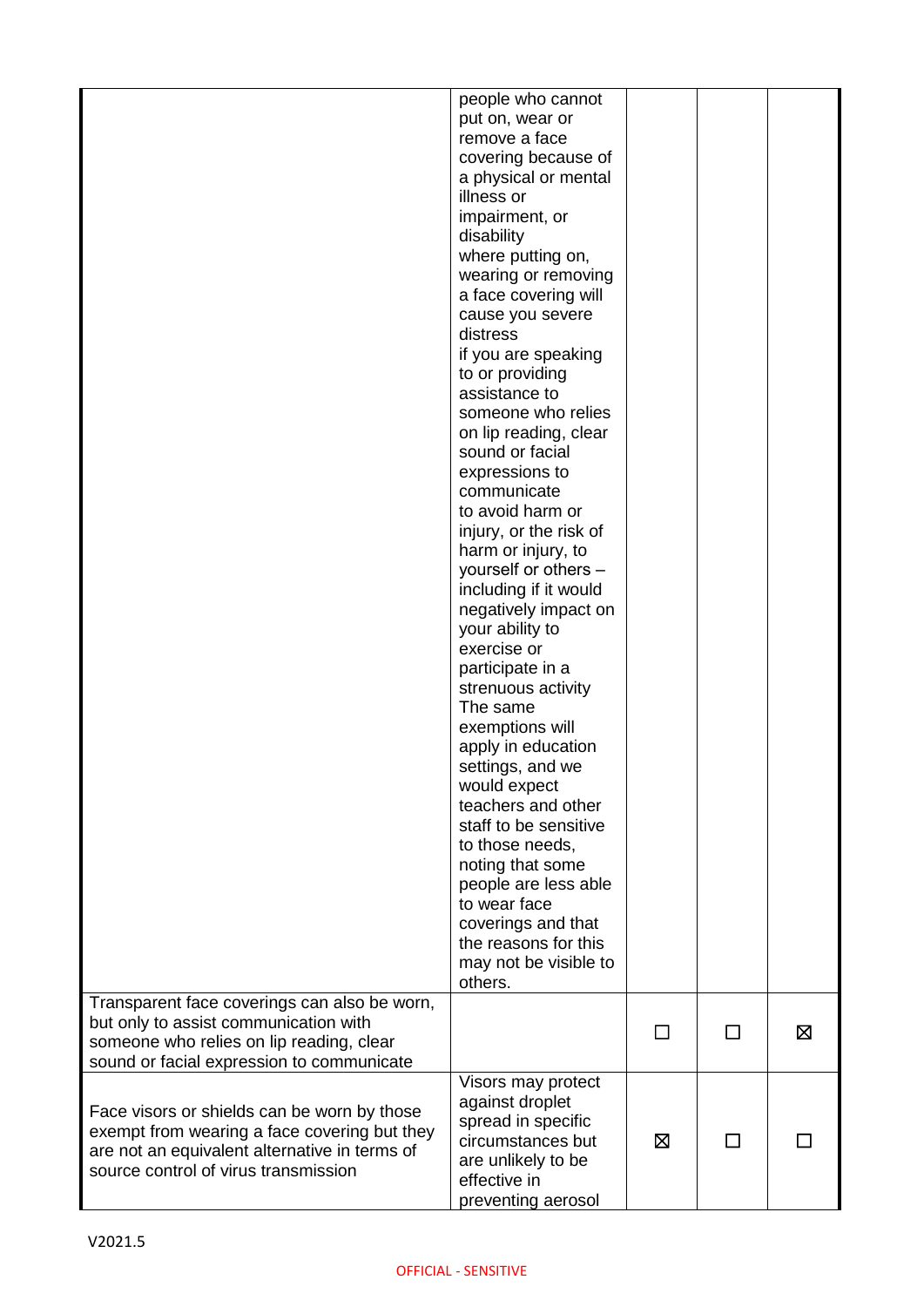| | | | | |
|---|---|---|---|---|
| | people who cannot put on, wear or remove a face covering because of a physical or mental illness or impairment, or disability where putting on, wearing or removing a face covering will cause you severe distress if you are speaking to or providing assistance to someone who relies on lip reading, clear sound or facial expressions to communicate to avoid harm or injury, or the risk of harm or injury, to yourself or others – including if it would negatively impact on your ability to exercise or participate in a strenuous activity The same exemptions will apply in education settings, and we would expect teachers and other staff to be sensitive to those needs, noting that some people are less able to wear face coverings and that the reasons for this may not be visible to others. | | | |
| Transparent face coverings can also be worn, but only to assist communication with someone who relies on lip reading, clear sound or facial expression to communicate | | ☐ | ☐ | ☒ |
| Face visors or shields can be worn by those exempt from wearing a face covering but they are not an equivalent alternative in terms of source control of virus transmission | Visors may protect against droplet spread in specific circumstances but are unlikely to be effective in preventing aerosol | ☒ | ☐ | ☐ |

V2021.5

OFFICIAL - SENSITIVE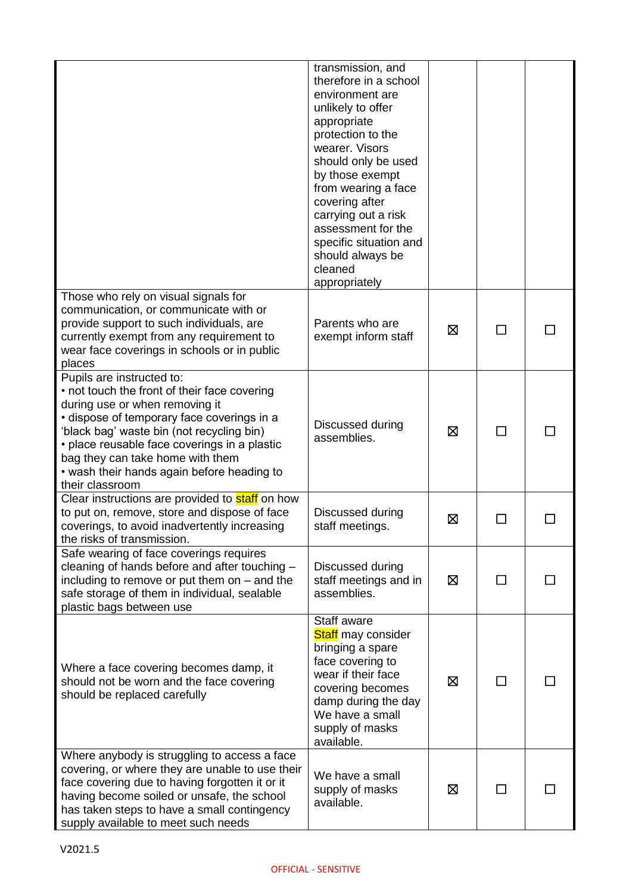| | | | | |
|---|---|---|---|---|
| | transmission, and therefore in a school environment are unlikely to offer appropriate protection to the wearer. Visors should only be used by those exempt from wearing a face covering after carrying out a risk assessment for the specific situation and should always be cleaned appropriately | | | |
| Those who rely on visual signals for communication, or communicate with or provide support to such individuals, are currently exempt from any requirement to wear face coverings in schools or in public places | Parents who are exempt inform staff | ☒ | ☐ | ☐ |
| Pupils are instructed to:<br>• not touch the front of their face covering during use or when removing it<br>• dispose of temporary face coverings in a 'black bag' waste bin (not recycling bin)<br>• place reusable face coverings in a plastic bag they can take home with them<br>• wash their hands again before heading to their classroom | Discussed during assemblies. | ☒ | ☐ | ☐ |
| Clear instructions are provided to staff on how to put on, remove, store and dispose of face coverings, to avoid inadvertently increasing the risks of transmission. | Discussed during staff meetings. | ☒ | ☐ | ☐ |
| Safe wearing of face coverings requires cleaning of hands before and after touching – including to remove or put them on – and the safe storage of them in individual, sealable plastic bags between use | Discussed during staff meetings and in assemblies. | ☒ | ☐ | ☐ |
| Where a face covering becomes damp, it should not be worn and the face covering should be replaced carefully | Staff aware<br>Staff may consider bringing a spare face covering to wear if their face covering becomes damp during the day<br>We have a small supply of masks available. | ☒ | ☐ | ☐ |
| Where anybody is struggling to access a face covering, or where they are unable to use their face covering due to having forgotten it or it having become soiled or unsafe, the school has taken steps to have a small contingency supply available to meet such needs | We have a small supply of masks available. | ☒ | ☐ | ☐ |

V2021.5

OFFICIAL - SENSITIVE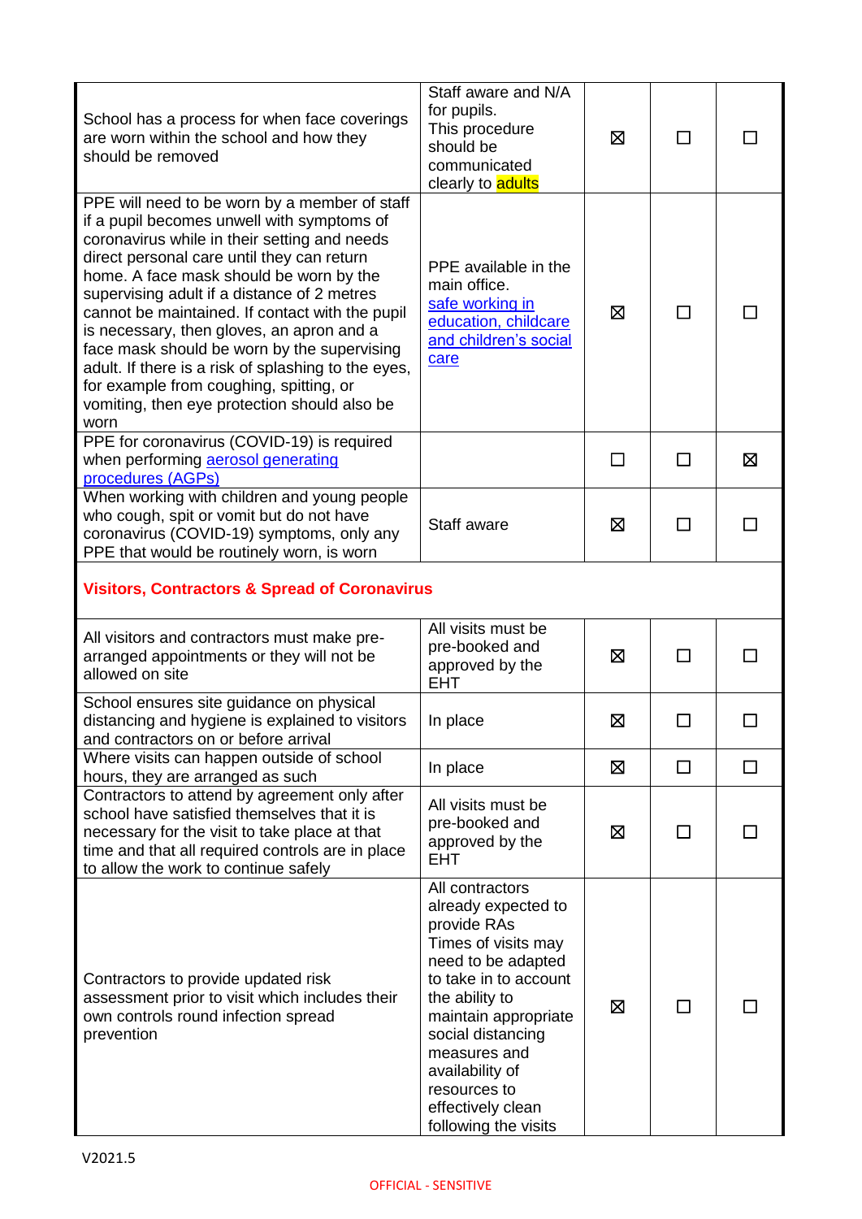| | | | | |
|---|---|---|---|---|
| School has a process for when face coverings are worn within the school and how they should be removed | Staff aware and N/A for pupils. This procedure should be communicated clearly to adults | ☒ | ☐ | ☐ |
| PPE will need to be worn by a member of staff if a pupil becomes unwell with symptoms of coronavirus while in their setting and needs direct personal care until they can return home. A face mask should be worn by the supervising adult if a distance of 2 metres cannot be maintained. If contact with the pupil is necessary, then gloves, an apron and a face mask should be worn by the supervising adult. If there is a risk of splashing to the eyes, for example from coughing, spitting, or vomiting, then eye protection should also be worn | PPE available in the main office. [safe working in education, childcare and children's social care]() | ☒ | ☐ | ☐ |
| PPE for coronavirus (COVID-19) is required when performing [aerosol generating procedures (AGPs)]() | | ☐ | ☐ | ☒ |
| When working with children and young people who cough, spit or vomit but do not have coronavirus (COVID-19) symptoms, only any PPE that would be routinely worn, is worn | Staff aware | ☒ | ☐ | ☐ |
| **Visitors, Contractors & Spread of Coronavirus** | | | | |
| All visitors and contractors must make pre-arranged appointments or they will not be allowed on site | All visits must be pre-booked and approved by the EHT | ☒ | ☐ | ☐ |
| School ensures site guidance on physical distancing and hygiene is explained to visitors and contractors on or before arrival | In place | ☒ | ☐ | ☐ |
| Where visits can happen outside of school hours, they are arranged as such | In place | ☒ | ☐ | ☐ |
| Contractors to attend by agreement only after school have satisfied themselves that it is necessary for the visit to take place at that time and that all required controls are in place to allow the work to continue safely | All visits must be pre-booked and approved by the EHT | ☒ | ☐ | ☐ |
| Contractors to provide updated risk assessment prior to visit which includes their own controls round infection spread prevention | All contractors already expected to provide RAs Times of visits may need to be adapted to take in to account the ability to maintain appropriate social distancing measures and availability of resources to effectively clean following the visits | ☒ | ☐ | ☐ |

V2021.5

OFFICIAL - SENSITIVE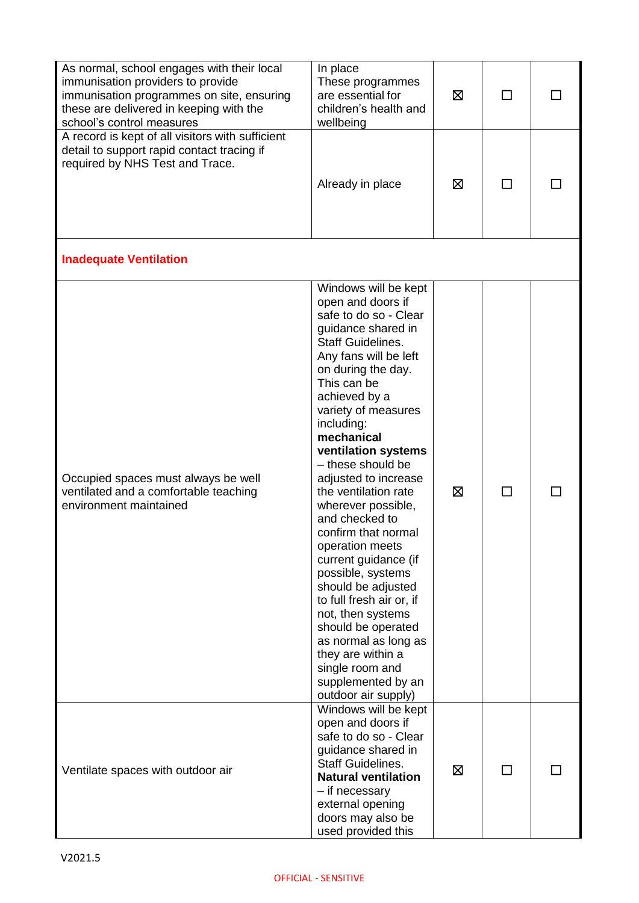| | | | | |
|---|---|---|---|---|
| As normal, school engages with their local immunisation providers to provide immunisation programmes on site, ensuring these are delivered in keeping with the school's control measures | In place These programmes are essential for children's health and wellbeing | ☒ | ☐ | ☐ |
| A record is kept of all visitors with sufficient detail to support rapid contact tracing if required by NHS Test and Trace. | Already in place | ☒ | ☐ | ☐ |
| **Inadequate Ventilation** | | | | |
| Occupied spaces must always be well ventilated and a comfortable teaching environment maintained | Windows will be kept open and doors if safe to do so - Clear guidance shared in Staff Guidelines. Any fans will be left on during the day. This can be achieved by a variety of measures including: **mechanical ventilation systems** – these should be adjusted to increase the ventilation rate wherever possible, and checked to confirm that normal operation meets current guidance (if possible, systems should be adjusted to full fresh air or, if not, then systems should be operated as normal as long as they are within a single room and supplemented by an outdoor air supply) | ☒ | ☐ | ☐ |
| Ventilate spaces with outdoor air | Windows will be kept open and doors if safe to do so - Clear guidance shared in Staff Guidelines. **Natural ventilation** – if necessary external opening doors may also be used provided this | ☒ | ☐ | ☐ |

V2021.5

OFFICIAL - SENSITIVE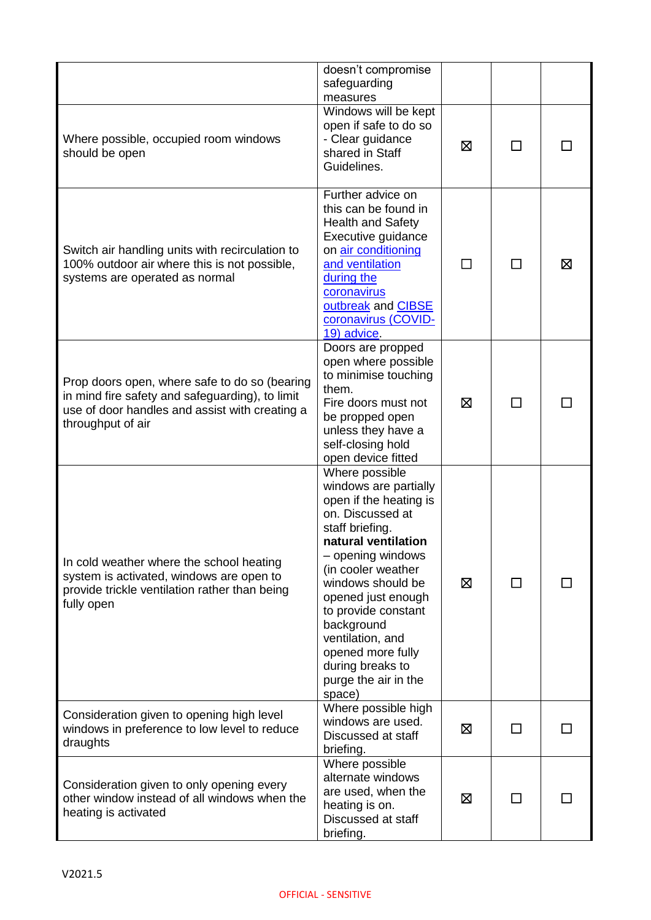| | | | | |
|---|---|---|---|---|
| | doesn't compromise safeguarding measures | | | |
| Where possible, occupied room windows should be open | Windows will be kept open if safe to do so - Clear guidance shared in Staff Guidelines. | ☒ | ☐ | ☐ |
| Switch air handling units with recirculation to 100% outdoor air where this is not possible, systems are operated as normal | Further advice on this can be found in Health and Safety Executive guidance on [air conditioning and ventilation during the coronavirus outbreak]() and [CIBSE coronavirus (COVID-19) advice](). | ☐ | ☐ | ☒ |
| Prop doors open, where safe to do so (bearing in mind fire safety and safeguarding), to limit use of door handles and assist with creating a throughput of air | Doors are propped open where possible to minimise touching them.<br>Fire doors must not be propped open unless they have a self-closing hold open device fitted | ☒ | ☐ | ☐ |
| In cold weather where the school heating system is activated, windows are open to provide trickle ventilation rather than being fully open | Where possible windows are partially open if the heating is on. Discussed at staff briefing.<br>**natural ventilation** – opening windows (in cooler weather windows should be opened just enough to provide constant background ventilation, and opened more fully during breaks to purge the air in the space) | ☒ | ☐ | ☐ |
| Consideration given to opening high level windows in preference to low level to reduce draughts | Where possible high windows are used. Discussed at staff briefing. | ☒ | ☐ | ☐ |
| Consideration given to only opening every other window instead of all windows when the heating is activated | Where possible alternate windows are used, when the heating is on. Discussed at staff briefing. | ☒ | ☐ | ☐ |

V2021.5

OFFICIAL - SENSITIVE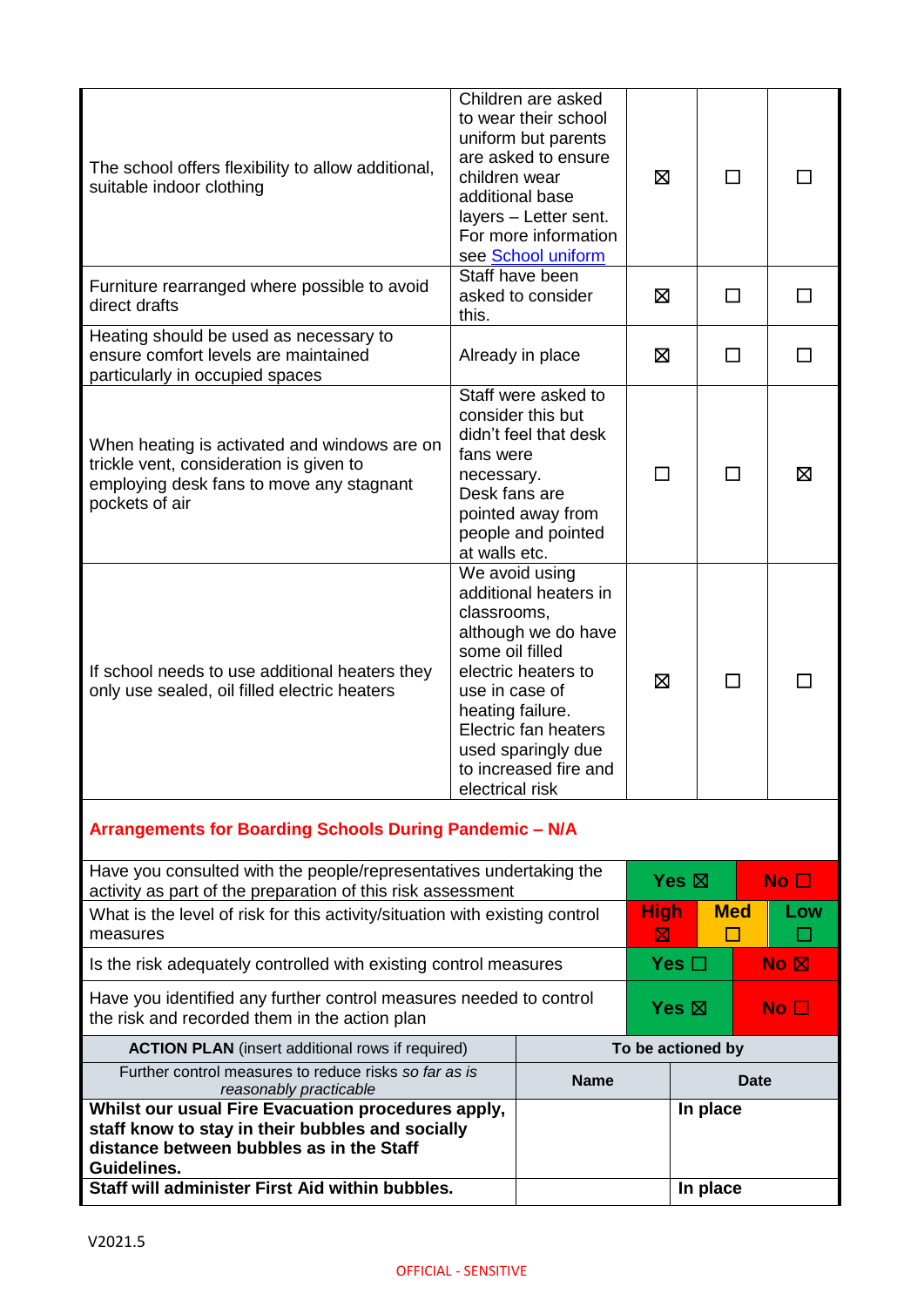| | | | | |
|---|---|---|---|---|
| The school offers flexibility to allow additional, suitable indoor clothing | Children are asked to wear their school uniform but parents are asked to ensure children wear additional base layers – Letter sent. For more information see [School uniform]() | ☒ | ☐ | ☐ |
| Furniture rearranged where possible to avoid direct drafts | Staff have been asked to consider this. | ☒ | ☐ | ☐ |
| Heating should be used as necessary to ensure comfort levels are maintained particularly in occupied spaces | Already in place | ☒ | ☐ | ☐ |
| When heating is activated and windows are on trickle vent, consideration is given to employing desk fans to move any stagnant pockets of air | Staff were asked to consider this but didn't feel that desk fans were necessary. Desk fans are pointed away from people and pointed at walls etc. | ☐ | ☐ | ☒ |
| If school needs to use additional heaters they only use sealed, oil filled electric heaters | We avoid using additional heaters in classrooms, although we do have some oil filled electric heaters to use in case of heating failure. Electric fan heaters used sparingly due to increased fire and electrical risk | ☒ | ☐ | ☐ |

**Arrangements for Boarding Schools During Pandemic – N/A**

| | | | |
|---|---|---|---|
| Have you consulted with the people/representatives undertaking the activity as part of the preparation of this risk assessment | Yes ☒ | | No ☐ |
| What is the level of risk for this activity/situation with existing control measures | High ☒ | Med ☐ | Low ☐ |
| Is the risk adequately controlled with existing control measures | Yes ☐ | | No ☒ |
| Have you identified any further control measures needed to control the risk and recorded them in the action plan | Yes ☒ | | No ☐ |

| **ACTION PLAN** (insert additional rows if required) | To be actioned by | |
|---|---|---|
| Further control measures to reduce risks *so far as is reasonably practicable* | **Name** | **Date** |
| **Whilst our usual Fire Evacuation procedures apply, staff know to stay in their bubbles and socially distance between bubbles as in the Staff Guidelines.** | | **In place** |
| **Staff will administer First Aid within bubbles.** | | **In place** |

V2021.5

OFFICIAL - SENSITIVE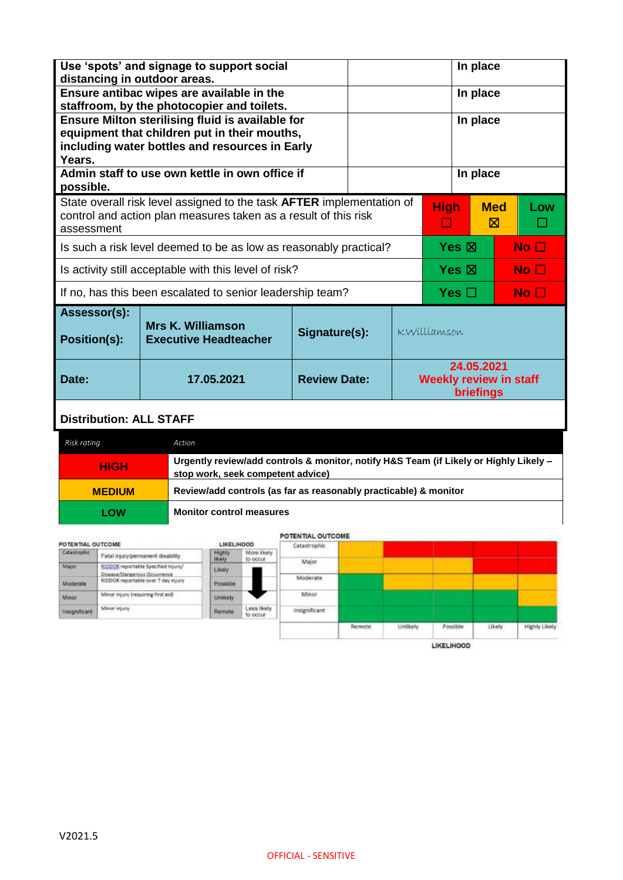| | | |
|---|---|---|
| **Use 'spots' and signage to support social distancing in outdoor areas.** | | **In place** |
| **Ensure antibac wipes are available in the staffroom, by the photocopier and toilets.** | | **In place** |
| **Ensure Milton sterilising fluid is available for equipment that children put in their mouths, including water bottles and resources in Early Years.** | | **In place** |
| **Admin staff to use own kettle in own office if possible.** | | **In place** |

| | | | |
|---|---|---|---|
| State overall risk level assigned to the task **AFTER** implementation of control and action plan measures taken as a result of this risk assessment | **High** ☐ | **Med** ☒ | **Low** ☐ |
| Is such a risk level deemed to be as low as reasonably practical? | **Yes** ☒ | | **No** ☐ |
| Is activity still acceptable with this level of risk? | **Yes** ☒ | | **No** ☐ |
| If no, has this been escalated to senior leadership team? | **Yes** ☐ | | **No** ☐ |

| | | | |
|---|---|---|---|
| **Assessor(s):** <br> **Position(s):** | **Mrs K. Williamson** <br> **Executive Headteacher** | **Signature(s):** | KWilliamson |
| **Date:** | **17.05.2021** | **Review Date:** | **24.05.2021** <br> **Weekly review in staff briefings** |

**Distribution: ALL STAFF**

| *Risk rating* | *Action* |
|---|---|
| **HIGH** | **Urgently review/add controls & monitor, notify H&S Team (if Likely or Highly Likely – stop work, seek competent advice)** |
| **MEDIUM** | **Review/add controls (as far as reasonably practicable) & monitor** |
| **LOW** | **Monitor control measures** |

POTENTIAL OUTCOME

| | |
|---|---|
| Catastrophic | Fatal injury/permanent disability |
| Major | RIDDOR reportable Specified Injury/ Disease/Dangerous Occurrence |
| Moderate | RIDDOR reportable over 7 day injury |
| Minor | Minor injury (requiring first aid) |
| Insignificant | Minor injury |

LIKELIHOOD

| | |
|---|---|
| Highly likely | More likely to occur |
| Likely | |
| Possible | |
| Unlikely | |
| Remote | Less likely to occur |

POTENTIAL OUTCOME

Catastrophic

Major

Moderate

Minor

Insignificant

Remote Unlikely Possible Likely Highly Likely

LIKELIHOOD

V2021.5

OFFICIAL - SENSITIVE